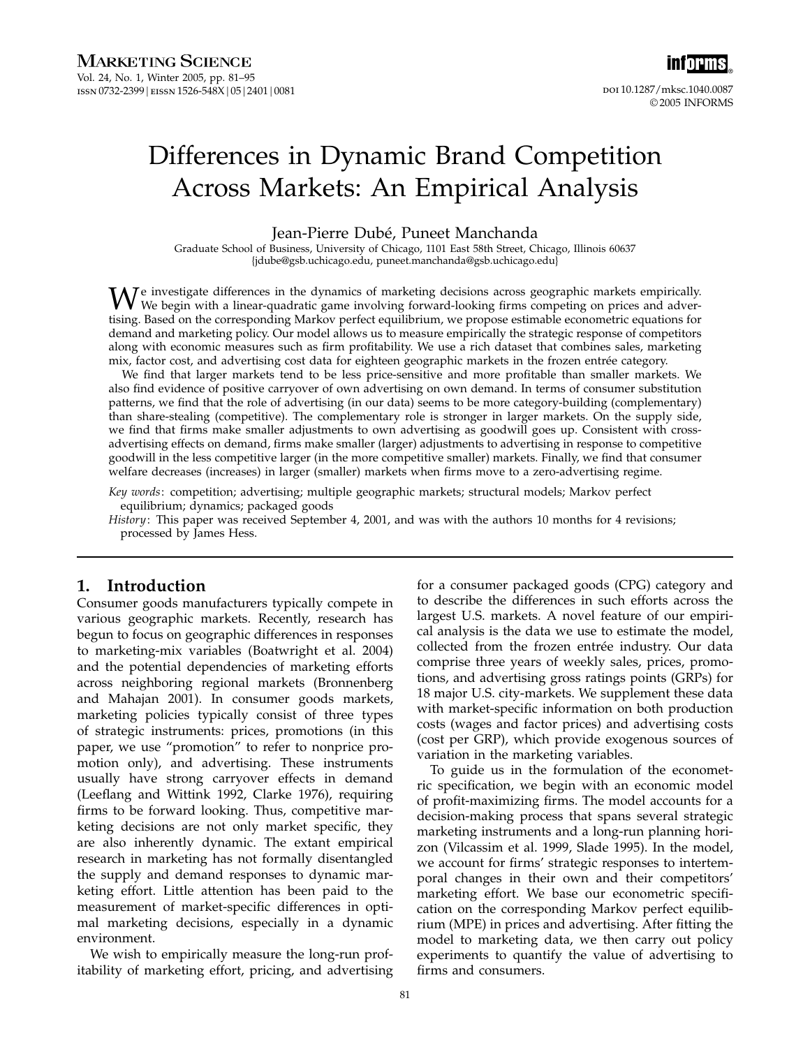# Differences in Dynamic Brand Competition Across Markets: An Empirical Analysis

Jean-Pierre Dubé, Puneet Manchanda

Graduate School of Business, University of Chicago, 1101 East 58th Street, Chicago, Illinois 60637
{jdube@gsb.uchicago.edu, puneet.manchanda@gsb.uchicago.edu}

We investigate differences in the dynamics of marketing decisions across geographic markets empirically. We begin with a linear-quadratic game involving forward-looking firms competing on prices and advertising. Based on the corresponding Markov perfect equilibrium, we propose estimable econometric equations for demand and marketing policy. Our model allows us to measure empirically the strategic response of competitors along with economic measures such as firm profitability. We use a rich dataset that combines sales, marketing mix, factor cost, and advertising cost data for eighteen geographic markets in the frozen entrée category.

We find that larger markets tend to be less price-sensitive and more profitable than smaller markets. We also find evidence of positive carryover of own advertising on own demand. In terms of consumer substitution patterns, we find that the role of advertising (in our data) seems to be more category-building (complementary) than share-stealing (competitive). The complementary role is stronger in larger markets. On the supply side, we find that firms make smaller adjustments to own advertising as goodwill goes up. Consistent with cross-advertising effects on demand, firms make smaller (larger) adjustments to advertising in response to competitive goodwill in the less competitive larger (in the more competitive smaller) markets. Finally, we find that consumer welfare decreases (increases) in larger (smaller) markets when firms move to a zero-advertising regime.

*Key words*: competition; advertising; multiple geographic markets; structural models; Markov perfect equilibrium; dynamics; packaged goods

*History*: This paper was received September 4, 2001, and was with the authors 10 months for 4 revisions; processed by James Hess.

## 1. Introduction

Consumer goods manufacturers typically compete in various geographic markets. Recently, research has begun to focus on geographic differences in responses to marketing-mix variables (Boatwright et al. 2004) and the potential dependencies of marketing efforts across neighboring regional markets (Bronnenberg and Mahajan 2001). In consumer goods markets, marketing policies typically consist of three types of strategic instruments: prices, promotions (in this paper, we use "promotion" to refer to nonprice promotion only), and advertising. These instruments usually have strong carryover effects in demand (Leeflang and Wittink 1992, Clarke 1976), requiring firms to be forward looking. Thus, competitive marketing decisions are not only market specific, they are also inherently dynamic. The extant empirical research in marketing has not formally disentangled the supply and demand responses to dynamic marketing effort. Little attention has been paid to the measurement of market-specific differences in optimal marketing decisions, especially in a dynamic environment.

We wish to empirically measure the long-run profitability of marketing effort, pricing, and advertising for a consumer packaged goods (CPG) category and to describe the differences in such efforts across the largest U.S. markets. A novel feature of our empirical analysis is the data we use to estimate the model, collected from the frozen entrée industry. Our data comprise three years of weekly sales, prices, promotions, and advertising gross ratings points (GRPs) for 18 major U.S. city-markets. We supplement these data with market-specific information on both production costs (wages and factor prices) and advertising costs (cost per GRP), which provide exogenous sources of variation in the marketing variables.

To guide us in the formulation of the econometric specification, we begin with an economic model of profit-maximizing firms. The model accounts for a decision-making process that spans several strategic marketing instruments and a long-run planning horizon (Vilcassim et al. 1999, Slade 1995). In the model, we account for firms' strategic responses to intertemporal changes in their own and their competitors' marketing effort. We base our econometric specification on the corresponding Markov perfect equilibrium (MPE) in prices and advertising. After fitting the model to marketing data, we then carry out policy experiments to quantify the value of advertising to firms and consumers.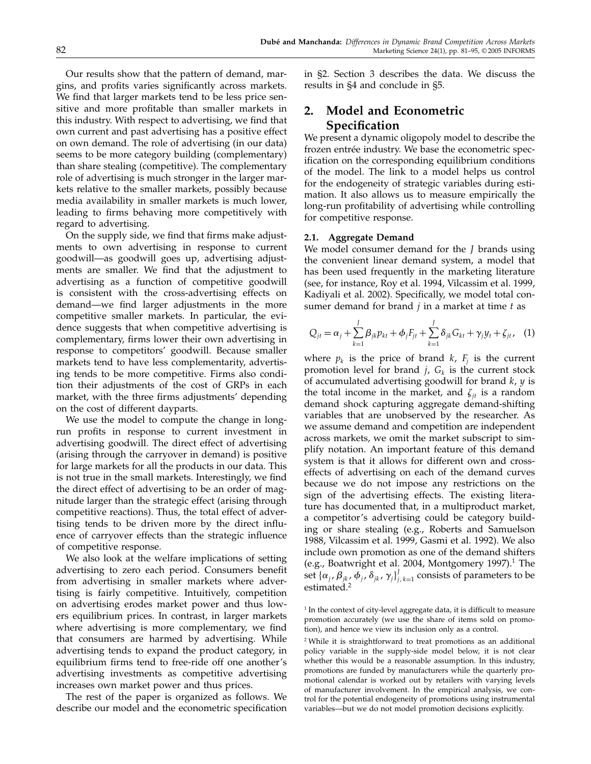Our results show that the pattern of demand, margins, and profits varies significantly across markets. We find that larger markets tend to be less price sensitive and more profitable than smaller markets in this industry. With respect to advertising, we find that own current and past advertising has a positive effect on own demand. The role of advertising (in our data) seems to be more category building (complementary) than share stealing (competitive). The complementary role of advertising is much stronger in the larger markets relative to the smaller markets, possibly because media availability in smaller markets is much lower, leading to firms behaving more competitively with regard to advertising.

On the supply side, we find that firms make adjustments to own advertising in response to current goodwill—as goodwill goes up, advertising adjustments are smaller. We find that the adjustment to advertising as a function of competitive goodwill is consistent with the cross-advertising effects on demand—we find larger adjustments in the more competitive smaller markets. In particular, the evidence suggests that when competitive advertising is complementary, firms lower their own advertising in response to competitors' goodwill. Because smaller markets tend to have less complementarity, advertising tends to be more competitive. Firms also condition their adjustments of the cost of GRPs in each market, with the three firms adjustments' depending on the cost of different dayparts.

We use the model to compute the change in long-run profits in response to current investment in advertising goodwill. The direct effect of advertising (arising through the carryover in demand) is positive for large markets for all the products in our data. This is not true in the small markets. Interestingly, we find the direct effect of advertising to be an order of magnitude larger than the strategic effect (arising through competitive reactions). Thus, the total effect of advertising tends to be driven more by the direct influence of carryover effects than the strategic influence of competitive response.

We also look at the welfare implications of setting advertising to zero each period. Consumers benefit from advertising in smaller markets where advertising is fairly competitive. Intuitively, competition on advertising erodes market power and thus lowers equilibrium prices. In contrast, in larger markets where advertising is more complementary, we find that consumers are harmed by advertising. While advertising tends to expand the product category, in equilibrium firms tend to free-ride off one another's advertising investments as competitive advertising increases own market power and thus prices.

The rest of the paper is organized as follows. We describe our model and the econometric specification in §2. Section 3 describes the data. We discuss the results in §4 and conclude in §5.

## 2. Model and Econometric Specification

We present a dynamic oligopoly model to describe the frozen entrée industry. We base the econometric specification on the corresponding equilibrium conditions of the model. The link to a model helps us control for the endogeneity of strategic variables during estimation. It also allows us to measure empirically the long-run profitability of advertising while controlling for competitive response.

### 2.1. Aggregate Demand

We model consumer demand for the $J$ brands using the convenient linear demand system, a model that has been used frequently in the marketing literature (see, for instance, Roy et al. 1994, Vilcassim et al. 1999, Kadiyali et al. 2002). Specifically, we model total consumer demand for brand $j$ in a market at time $t$ as

$$Q_{jt} = \alpha_j + \sum_{k=1}^{J} \beta_{jk} p_{kt} + \phi_j F_{jt} + \sum_{k=1}^{J} \delta_{jk} G_{kt} + \gamma_j y_t + \zeta_{jt}, \quad (1)$$

where $p_k$ is the price of brand $k$, $F_j$ is the current promotion level for brand $j$, $G_k$ is the current stock of accumulated advertising goodwill for brand $k$, $y$ is the total income in the market, and $\zeta_{jt}$ is a random demand shock capturing aggregate demand-shifting variables that are unobserved by the researcher. As we assume demand and competition are independent across markets, we omit the market subscript to simplify notation. An important feature of this demand system is that it allows for different own and cross-effects of advertising on each of the demand curves because we do not impose any restrictions on the sign of the advertising effects. The existing literature has documented that, in a multiproduct market, a competitor's advertising could be category building or share stealing (e.g., Roberts and Samuelson 1988, Vilcassim et al. 1999, Gasmi et al. 1992). We also include own promotion as one of the demand shifters (e.g., Boatwright et al. 2004, Montgomery 1997).[1] The set $\{\alpha_j, \beta_{jk}, \phi_j, \delta_{jk}, \gamma_j\}_{j,k=1}^{J}$ consists of parameters to be estimated.[2]

[1] In the context of city-level aggregate data, it is difficult to measure promotion accurately (we use the share of items sold on promotion), and hence we view its inclusion only as a control.

[2] While it is straightforward to treat promotions as an additional policy variable in the supply-side model below, it is not clear whether this would be a reasonable assumption. In this industry, promotions are funded by manufacturers while the quarterly promotional calendar is worked out by retailers with varying levels of manufacturer involvement. In the empirical analysis, we control for the potential endogeneity of promotions using instrumental variables—but we do not model promotion decisions explicitly.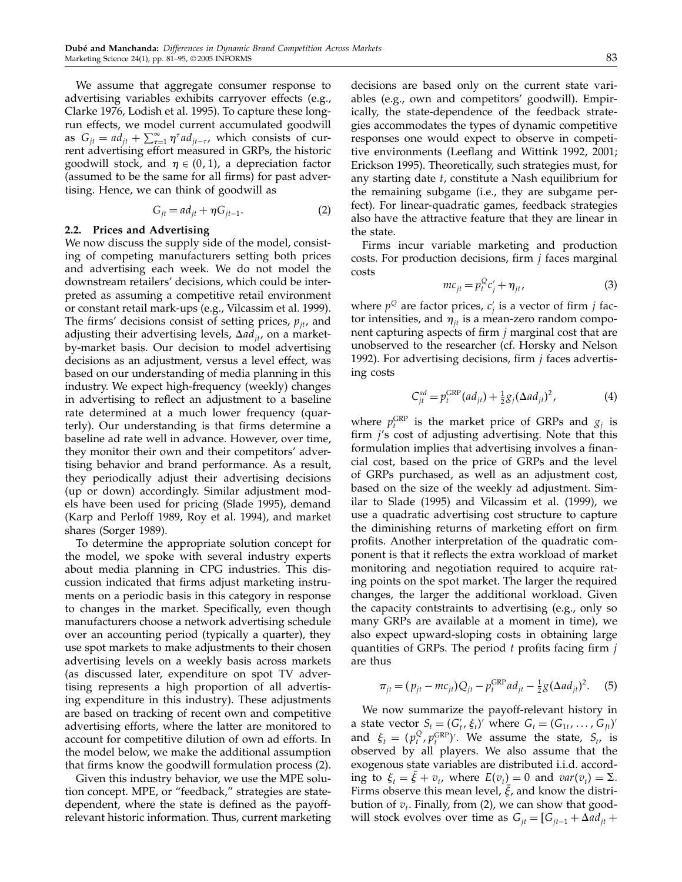We assume that aggregate consumer response to advertising variables exhibits carryover effects (e.g., Clarke 1976, Lodish et al. 1995). To capture these long-run effects, we model current accumulated goodwill as $G_{jt} = ad_{jt} + \sum_{\tau=1}^{\infty} \eta^{\tau} ad_{jt-\tau}$, which consists of current advertising effort measured in GRPs, the historic goodwill stock, and $\eta \in (0, 1)$, a depreciation factor (assumed to be the same for all firms) for past advertising. Hence, we can think of goodwill as

$$G_{jt} = ad_{jt} + \eta G_{jt-1}. \tag{2}$$

### 2.2. Prices and Advertising

We now discuss the supply side of the model, consisting of competing manufacturers setting both prices and advertising each week. We do not model the downstream retailers' decisions, which could be interpreted as assuming a competitive retail environment or constant retail mark-ups (e.g., Vilcassim et al. 1999). The firms' decisions consist of setting prices, $p_{jt}$, and adjusting their advertising levels, $\Delta ad_{jt}$, on a market-by-market basis. Our decision to model advertising decisions as an adjustment, versus a level effect, was based on our understanding of media planning in this industry. We expect high-frequency (weekly) changes in advertising to reflect an adjustment to a baseline rate determined at a much lower frequency (quarterly). Our understanding is that firms determine a baseline ad rate well in advance. However, over time, they monitor their own and their competitors' advertising behavior and brand performance. As a result, they periodically adjust their advertising decisions (up or down) accordingly. Similar adjustment models have been used for pricing (Slade 1995), demand (Karp and Perloff 1989, Roy et al. 1994), and market shares (Sorger 1989).

To determine the appropriate solution concept for the model, we spoke with several industry experts about media planning in CPG industries. This discussion indicated that firms adjust marketing instruments on a periodic basis in this category in response to changes in the market. Specifically, even though manufacturers choose a network advertising schedule over an accounting period (typically a quarter), they use spot markets to make adjustments to their chosen advertising levels on a weekly basis across markets (as discussed later, expenditure on spot TV advertising represents a high proportion of all advertising expenditure in this industry). These adjustments are based on tracking of recent own and competitive advertising efforts, where the latter are monitored to account for competitive dilution of own ad efforts. In the model below, we make the additional assumption that firms know the goodwill formulation process (2).

Given this industry behavior, we use the MPE solution concept. MPE, or "feedback," strategies are state-dependent, where the state is defined as the payoff-relevant historic information. Thus, current marketing decisions are based only on the current state variables (e.g., own and competitors' goodwill). Empirically, the state-dependence of the feedback strategies accommodates the types of dynamic competitive responses one would expect to observe in competitive environments (Leeflang and Wittink 1992, 2001; Erickson 1995). Theoretically, such strategies must, for any starting date $t$, constitute a Nash equilibrium for the remaining subgame (i.e., they are subgame perfect). For linear-quadratic games, feedback strategies also have the attractive feature that they are linear in the state.

Firms incur variable marketing and production costs. For production decisions, firm $j$ faces marginal costs

$$mc_{jt} = p_t^Q c_j' + \eta_{jt}, \tag{3}$$

where $p^Q$ are factor prices, $c_j'$ is a vector of firm $j$ factor intensities, and $\eta_{jt}$ is a mean-zero random component capturing aspects of firm $j$ marginal cost that are unobserved to the researcher (cf. Horsky and Nelson 1992). For advertising decisions, firm $j$ faces advertising costs

$$C_{jt}^{ad} = p_t^{\text{GRP}}(ad_{jt}) + \tfrac{1}{2} g_j (\Delta ad_{jt})^2, \tag{4}$$

where $p_t^{\text{GRP}}$ is the market price of GRPs and $g_j$ is firm $j$'s cost of adjusting advertising. Note that this formulation implies that advertising involves a financial cost, based on the price of GRPs and the level of GRPs purchased, as well as an adjustment cost, based on the size of the weekly ad adjustment. Similar to Slade (1995) and Vilcassim et al. (1999), we use a quadratic advertising cost structure to capture the diminishing returns of marketing effort on firm profits. Another interpretation of the quadratic component is that it reflects the extra workload of market monitoring and negotiation required to acquire rating points on the spot market. The larger the required changes, the larger the additional workload. Given the capacity contstraints to advertising (e.g., only so many GRPs are available at a moment in time), we also expect upward-sloping costs in obtaining large quantities of GRPs. The period $t$ profits facing firm $j$ are thus

$$\pi_{jt} = (p_{jt} - mc_{jt})Q_{jt} - p_t^{\text{GRP}} ad_{jt} - \tfrac{1}{2} g (\Delta ad_{jt})^2. \tag{5}$$

We now summarize the payoff-relevant history in a state vector $S_t = (G_t', \xi_t)'$ where $G_t = (G_{1t}, \ldots, G_{Jt})'$ and $\xi_t = (p_t^Q, p_t^{\text{GRP}})'$. We assume the state, $S_t$, is observed by all players. We also assume that the exogenous state variables are distributed i.i.d. according to $\xi_t = \bar{\xi} + v_t$, where $E(v_t) = 0$ and $var(v_t) = \Sigma$. Firms observe this mean level, $\bar{\xi}$, and know the distribution of $v_t$. Finally, from (2), we can show that goodwill stock evolves over time as $G_{jt} = [G_{jt-1} + \Delta ad_{jt} +$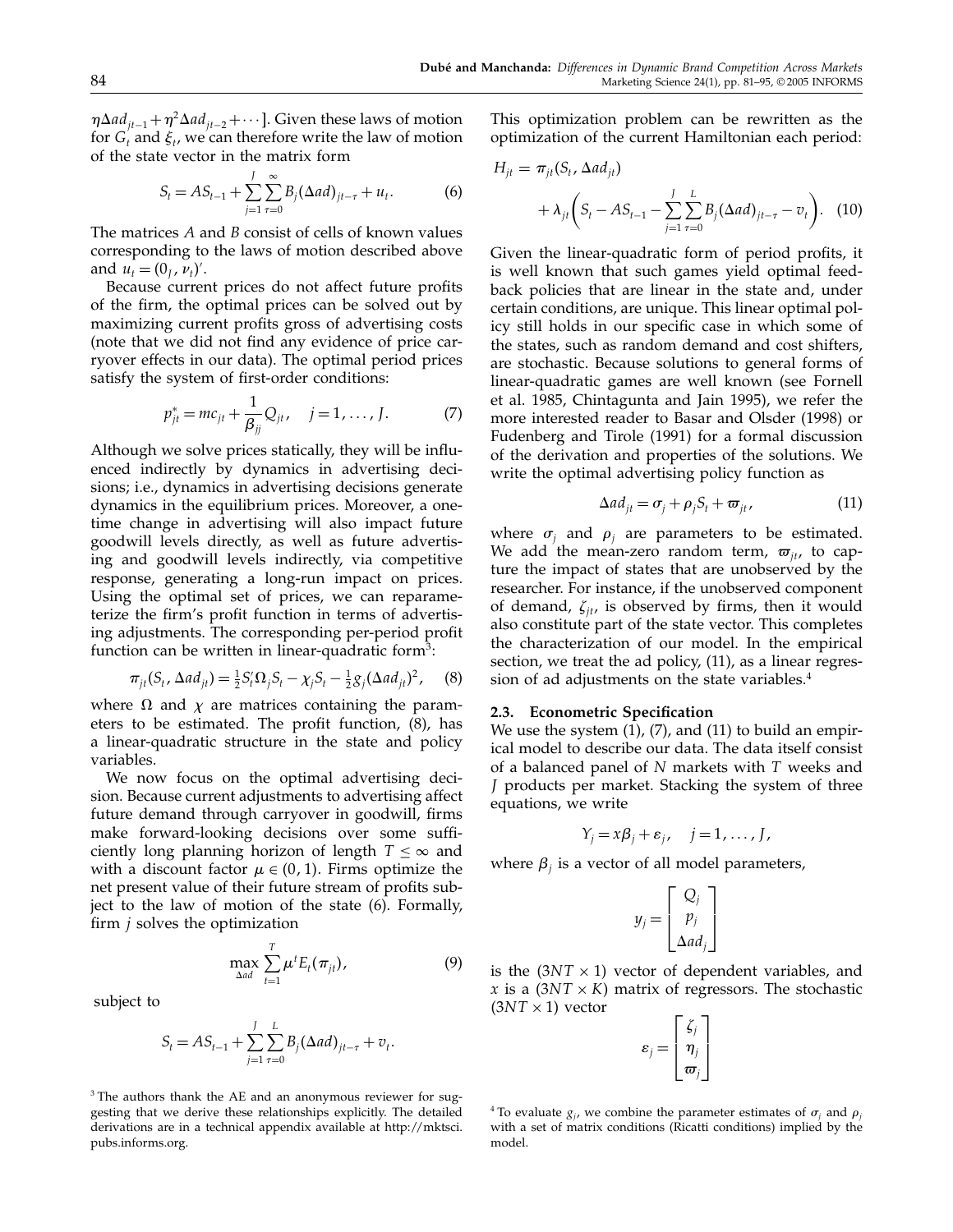$\eta\Delta ad_{jt-1}+\eta^2\Delta ad_{jt-2}+\cdots]$. Given these laws of motion for $G_t$ and $\xi_t$, we can therefore write the law of motion of the state vector in the matrix form

$$S_t = AS_{t-1} + \sum_{j=1}^{J}\sum_{\tau=0}^{\infty} B_j(\Delta ad)_{jt-\tau} + u_t. \tag{6}$$

The matrices $A$ and $B$ consist of cells of known values corresponding to the laws of motion described above and $u_t = (0_J, \nu_t)'$.

Because current prices do not affect future profits of the firm, the optimal prices can be solved out by maximizing current profits gross of advertising costs (note that we did not find any evidence of price carryover effects in our data). The optimal period prices satisfy the system of first-order conditions:

$$p^*_{jt} = mc_{jt} + \frac{1}{\beta_{jj}}Q_{jt}, \quad j = 1, \ldots, J. \tag{7}$$

Although we solve prices statically, they will be influenced indirectly by dynamics in advertising decisions; i.e., dynamics in advertising decisions generate dynamics in the equilibrium prices. Moreover, a one-time change in advertising will also impact future goodwill levels directly, as well as future advertising and goodwill levels indirectly, via competitive response, generating a long-run impact on prices. Using the optimal set of prices, we can reparameterize the firm's profit function in terms of advertising adjustments. The corresponding per-period profit function can be written in linear-quadratic form[3]:

$$\pi_{jt}(S_t, \Delta ad_{jt}) = \tfrac{1}{2}S_t'\Omega_j S_t - \chi_j S_t - \tfrac{1}{2}g_j(\Delta ad_{jt})^2, \tag{8}$$

where $\Omega$ and $\chi$ are matrices containing the parameters to be estimated. The profit function, (8), has a linear-quadratic structure in the state and policy variables.

We now focus on the optimal advertising decision. Because current adjustments to advertising affect future demand through carryover in goodwill, firms make forward-looking decisions over some sufficiently long planning horizon of length $T \le \infty$ and with a discount factor $\mu \in (0, 1)$. Firms optimize the net present value of their future stream of profits subject to the law of motion of the state (6). Formally, firm $j$ solves the optimization

$$\max_{\Delta ad} \sum_{t=1}^{T} \mu^t E_t(\pi_{jt}), \tag{9}$$

subject to

$$S_t = AS_{t-1} + \sum_{j=1}^{J}\sum_{\tau=0}^{L} B_j(\Delta ad)_{jt-\tau} + v_t.$$

This optimization problem can be rewritten as the optimization of the current Hamiltonian each period:

$$H_{jt} = \pi_{jt}(S_t, \Delta ad_{jt}) + \lambda_{jt}\left(S_t - AS_{t-1} - \sum_{j=1}^{J}\sum_{\tau=0}^{L} B_j(\Delta ad)_{jt-\tau} - v_t\right). \tag{10}$$

Given the linear-quadratic form of period profits, it is well known that such games yield optimal feedback policies that are linear in the state and, under certain conditions, are unique. This linear optimal policy still holds in our specific case in which some of the states, such as random demand and cost shifters, are stochastic. Because solutions to general forms of linear-quadratic games are well known (see Fornell et al. 1985, Chintagunta and Jain 1995), we refer the more interested reader to Basar and Olsder (1998) or Fudenberg and Tirole (1991) for a formal discussion of the derivation and properties of the solutions. We write the optimal advertising policy function as

$$\Delta ad_{jt} = \sigma_j + \rho_j S_t + \varpi_{jt}, \tag{11}$$

where $\sigma_j$ and $\rho_j$ are parameters to be estimated. We add the mean-zero random term, $\varpi_{jt}$, to capture the impact of states that are unobserved by the researcher. For instance, if the unobserved component of demand, $\zeta_{jt}$, is observed by firms, then it would also constitute part of the state vector. This completes the characterization of our model. In the empirical section, we treat the ad policy, (11), as a linear regression of ad adjustments on the state variables.[4]

### 2.3. Econometric Specification

We use the system (1), (7), and (11) to build an empirical model to describe our data. The data itself consist of a balanced panel of $N$ markets with $T$ weeks and $J$ products per market. Stacking the system of three equations, we write

$$Y_j = x\beta_j + \varepsilon_j, \quad j = 1, \ldots, J,$$

where $\beta_j$ is a vector of all model parameters,

$$y_j = \begin{bmatrix} Q_j \\ p_j \\ \Delta ad_j \end{bmatrix}$$

is the $(3NT \times 1)$ vector of dependent variables, and $x$ is a $(3NT \times K)$ matrix of regressors. The stochastic $(3NT \times 1)$ vector

$$\varepsilon_j = \begin{bmatrix} \zeta_j \\ \eta_j \\ \varpi_j \end{bmatrix}$$

[3] The authors thank the AE and an anonymous reviewer for suggesting that we derive these relationships explicitly. The detailed derivations are in a technical appendix available at http://mktsci.pubs.informs.org.

[4] To evaluate $g_j$, we combine the parameter estimates of $\sigma_j$ and $\rho_j$ with a set of matrix conditions (Ricatti conditions) implied by the model.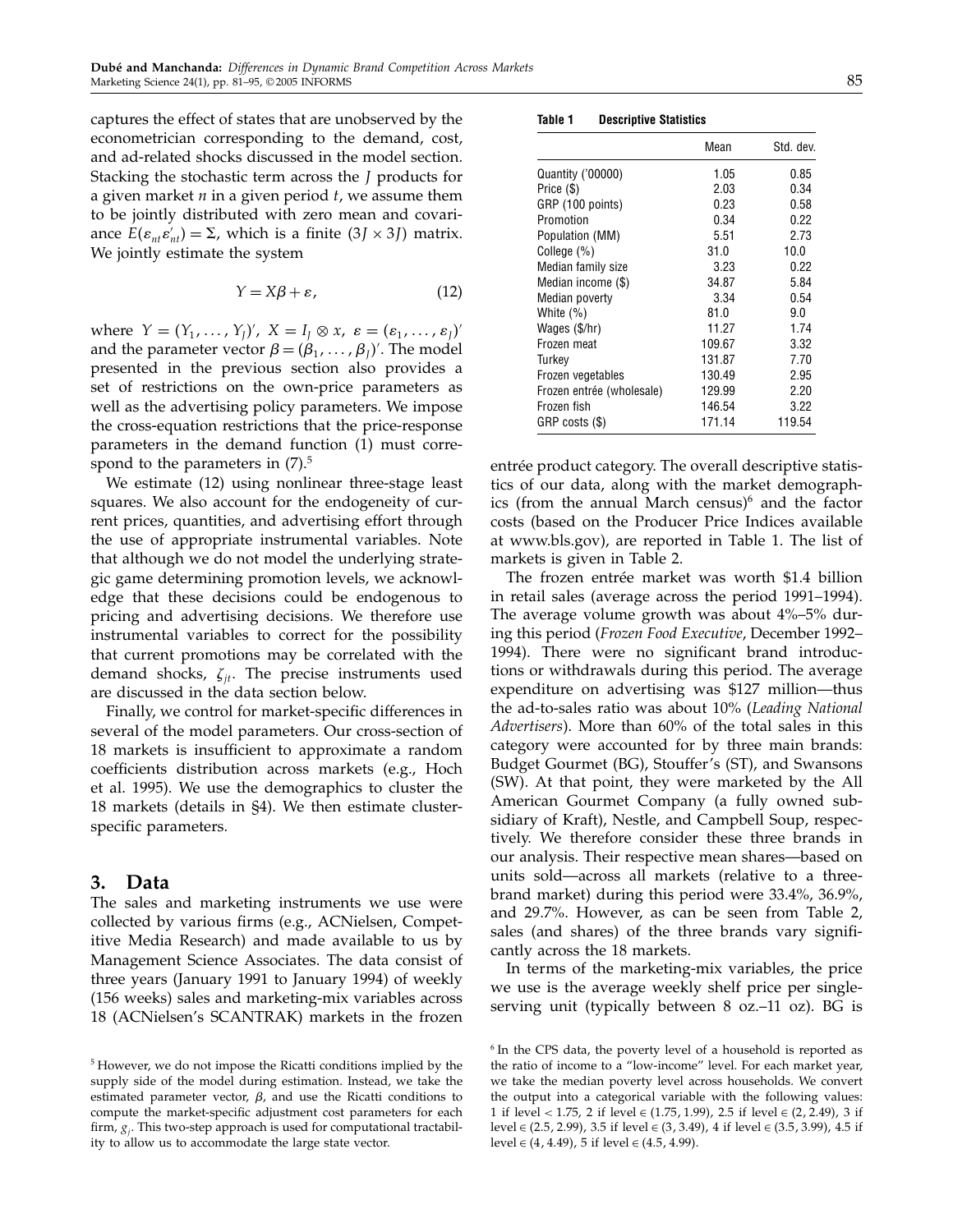captures the effect of states that are unobserved by the econometrician corresponding to the demand, cost, and ad-related shocks discussed in the model section. Stacking the stochastic term across the $J$ products for a given market $n$ in a given period $t$, we assume them to be jointly distributed with zero mean and covariance $E(\varepsilon_{nt}\varepsilon'_{nt}) = \Sigma$, which is a finite $(3J \times 3J)$ matrix. We jointly estimate the system

$$Y = X\beta + \varepsilon, \tag{12}$$

where $Y = (Y_1, \ldots, Y_J)'$, $X = I_J \otimes x$, $\varepsilon = (\varepsilon_1, \ldots, \varepsilon_J)'$ and the parameter vector $\beta = (\beta_1, \ldots, \beta_J)'$. The model presented in the previous section also provides a set of restrictions on the own-price parameters as well as the advertising policy parameters. We impose the cross-equation restrictions that the price-response parameters in the demand function (1) must correspond to the parameters in (7).[5]

We estimate (12) using nonlinear three-stage least squares. We also account for the endogeneity of current prices, quantities, and advertising effort through the use of appropriate instrumental variables. Note that although we do not model the underlying strategic game determining promotion levels, we acknowledge that these decisions could be endogenous to pricing and advertising decisions. We therefore use instrumental variables to correct for the possibility that current promotions may be correlated with the demand shocks, $\zeta_{jt}$. The precise instruments used are discussed in the data section below.

Finally, we control for market-specific differences in several of the model parameters. Our cross-section of 18 markets is insufficient to approximate a random coefficients distribution across markets (e.g., Hoch et al. 1995). We use the demographics to cluster the 18 markets (details in §4). We then estimate cluster-specific parameters.

## 3. Data

The sales and marketing instruments we use were collected by various firms (e.g., ACNielsen, Competitive Media Research) and made available to us by Management Science Associates. The data consist of three years (January 1991 to January 1994) of weekly (156 weeks) sales and marketing-mix variables across 18 (ACNielsen's SCANTRAK) markets in the frozen entrée product category. The overall descriptive statistics of our data, along with the market demographics (from the annual March census)[6] and the factor costs (based on the Producer Price Indices available at www.bls.gov), are reported in Table 1. The list of markets is given in Table 2.

**Table 1 Descriptive Statistics**

| | Mean | Std. dev. |
|---|---|---|
| Quantity ('00000) | 1.05 | 0.85 |
| Price ($) | 2.03 | 0.34 |
| GRP (100 points) | 0.23 | 0.58 |
| Promotion | 0.34 | 0.22 |
| Population (MM) | 5.51 | 2.73 |
| College (%) | 31.0 | 10.0 |
| Median family size | 3.23 | 0.22 |
| Median income ($) | 34.87 | 5.84 |
| Median poverty | 3.34 | 0.54 |
| White (%) | 81.0 | 9.0 |
| Wages ($/hr) | 11.27 | 1.74 |
| Frozen meat | 109.67 | 3.32 |
| Turkey | 131.87 | 7.70 |
| Frozen vegetables | 130.49 | 2.95 |
| Frozen entrée (wholesale) | 129.99 | 2.20 |
| Frozen fish | 146.54 | 3.22 |
| GRP costs ($) | 171.14 | 119.54 |

The frozen entrée market was worth \$1.4 billion in retail sales (average across the period 1991–1994). The average volume growth was about 4%–5% during this period (*Frozen Food Executive*, December 1992–1994). There were no significant brand introductions or withdrawals during this period. The average expenditure on advertising was \$127 million—thus the ad-to-sales ratio was about 10% (*Leading National Advertisers*). More than 60% of the total sales in this category were accounted for by three main brands: Budget Gourmet (BG), Stouffer's (ST), and Swansons (SW). At that point, they were marketed by the All American Gourmet Company (a fully owned subsidiary of Kraft), Nestle, and Campbell Soup, respectively. We therefore consider these three brands in our analysis. Their respective mean shares—based on units sold—across all markets (relative to a three-brand market) during this period were 33.4%, 36.9%, and 29.7%. However, as can be seen from Table 2, sales (and shares) of the three brands vary significantly across the 18 markets.

In terms of the marketing-mix variables, the price we use is the average weekly shelf price per single-serving unit (typically between 8 oz.–11 oz). BG is

---

[5] However, we do not impose the Ricatti conditions implied by the supply side of the model during estimation. Instead, we take the estimated parameter vector, $\beta$, and use the Ricatti conditions to compute the market-specific adjustment cost parameters for each firm, $g_j$. This two-step approach is used for computational tractability to allow us to accommodate the large state vector.

[6] In the CPS data, the poverty level of a household is reported as the ratio of income to a "low-income" level. For each market year, we take the median poverty level across households. We convert the output into a categorical variable with the following values: 1 if level $< 1.75$, 2 if level $\in (1.75, 1.99)$, 2.5 if level $\in (2, 2.49)$, 3 if level $\in (2.5, 2.99)$, 3.5 if level $\in (3, 3.49)$, 4 if level $\in (3.5, 3.99)$, 4.5 if level $\in (4, 4.49)$, 5 if level $\in (4.5, 4.99)$.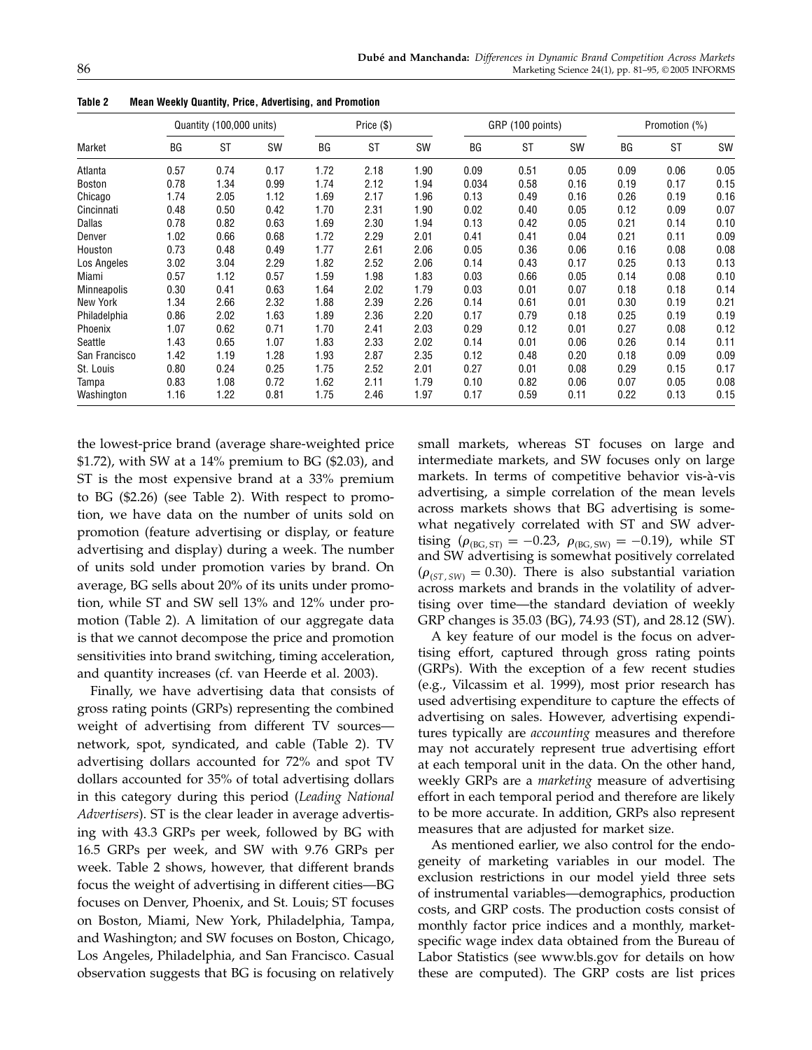**Table 2 Mean Weekly Quantity, Price, Advertising, and Promotion**

| Market | Quantity (100,000 units) | | | Price ($) | | | GRP (100 points) | | | Promotion (%) | | |
|---|---|---|---|---|---|---|---|---|---|---|---|---|
| | BG | ST | SW | BG | ST | SW | BG | ST | SW | BG | ST | SW |
| Atlanta | 0.57 | 0.74 | 0.17 | 1.72 | 2.18 | 1.90 | 0.09 | 0.51 | 0.05 | 0.09 | 0.06 | 0.05 |
| Boston | 0.78 | 1.34 | 0.99 | 1.74 | 2.12 | 1.94 | 0.034 | 0.58 | 0.16 | 0.19 | 0.17 | 0.15 |
| Chicago | 1.74 | 2.05 | 1.12 | 1.69 | 2.17 | 1.96 | 0.13 | 0.49 | 0.16 | 0.26 | 0.19 | 0.16 |
| Cincinnati | 0.48 | 0.50 | 0.42 | 1.70 | 2.31 | 1.90 | 0.02 | 0.40 | 0.05 | 0.12 | 0.09 | 0.07 |
| Dallas | 0.78 | 0.82 | 0.63 | 1.69 | 2.30 | 1.94 | 0.13 | 0.42 | 0.05 | 0.21 | 0.14 | 0.10 |
| Denver | 1.02 | 0.66 | 0.68 | 1.72 | 2.29 | 2.01 | 0.41 | 0.41 | 0.04 | 0.21 | 0.11 | 0.09 |
| Houston | 0.73 | 0.48 | 0.49 | 1.77 | 2.61 | 2.06 | 0.05 | 0.36 | 0.06 | 0.16 | 0.08 | 0.08 |
| Los Angeles | 3.02 | 3.04 | 2.29 | 1.82 | 2.52 | 2.06 | 0.14 | 0.43 | 0.17 | 0.25 | 0.13 | 0.13 |
| Miami | 0.57 | 1.12 | 0.57 | 1.59 | 1.98 | 1.83 | 0.03 | 0.66 | 0.05 | 0.14 | 0.08 | 0.10 |
| Minneapolis | 0.30 | 0.41 | 0.63 | 1.64 | 2.02 | 1.79 | 0.03 | 0.01 | 0.07 | 0.18 | 0.18 | 0.14 |
| New York | 1.34 | 2.66 | 2.32 | 1.88 | 2.39 | 2.26 | 0.14 | 0.61 | 0.01 | 0.30 | 0.19 | 0.21 |
| Philadelphia | 0.86 | 2.02 | 1.63 | 1.89 | 2.36 | 2.20 | 0.17 | 0.79 | 0.18 | 0.25 | 0.19 | 0.19 |
| Phoenix | 1.07 | 0.62 | 0.71 | 1.70 | 2.41 | 2.03 | 0.29 | 0.12 | 0.01 | 0.27 | 0.08 | 0.12 |
| Seattle | 1.43 | 0.65 | 1.07 | 1.83 | 2.33 | 2.02 | 0.14 | 0.01 | 0.06 | 0.26 | 0.14 | 0.11 |
| San Francisco | 1.42 | 1.19 | 1.28 | 1.93 | 2.87 | 2.35 | 0.12 | 0.48 | 0.20 | 0.18 | 0.09 | 0.09 |
| St. Louis | 0.80 | 0.24 | 0.25 | 1.75 | 2.52 | 2.01 | 0.27 | 0.01 | 0.08 | 0.29 | 0.15 | 0.17 |
| Tampa | 0.83 | 1.08 | 0.72 | 1.62 | 2.11 | 1.79 | 0.10 | 0.82 | 0.06 | 0.07 | 0.05 | 0.08 |
| Washington | 1.16 | 1.22 | 0.81 | 1.75 | 2.46 | 1.97 | 0.17 | 0.59 | 0.11 | 0.22 | 0.13 | 0.15 |

the lowest-price brand (average share-weighted price $1.72), with SW at a 14% premium to BG ($2.03), and ST is the most expensive brand at a 33% premium to BG ($2.26) (see Table 2). With respect to promotion, we have data on the number of units sold on promotion (feature advertising or display, or feature advertising and display) during a week. The number of units sold under promotion varies by brand. On average, BG sells about 20% of its units under promotion, while ST and SW sell 13% and 12% under promotion (Table 2). A limitation of our aggregate data is that we cannot decompose the price and promotion sensitivities into brand switching, timing acceleration, and quantity increases (cf. van Heerde et al. 2003).

Finally, we have advertising data that consists of gross rating points (GRPs) representing the combined weight of advertising from different TV sources—network, spot, syndicated, and cable (Table 2). TV advertising dollars accounted for 72% and spot TV dollars accounted for 35% of total advertising dollars in this category during this period (*Leading National Advertisers*). ST is the clear leader in average advertising with 43.3 GRPs per week, followed by BG with 16.5 GRPs per week, and SW with 9.76 GRPs per week. Table 2 shows, however, that different brands focus the weight of advertising in different cities—BG focuses on Denver, Phoenix, and St. Louis; ST focuses on Boston, Miami, New York, Philadelphia, Tampa, and Washington; and SW focuses on Boston, Chicago, Los Angeles, Philadelphia, and San Francisco. Casual observation suggests that BG is focusing on relatively small markets, whereas ST focuses on large and intermediate markets, and SW focuses only on large markets. In terms of competitive behavior vis-à-vis advertising, a simple correlation of the mean levels across markets shows that BG advertising is somewhat negatively correlated with ST and SW advertising ($\rho_{(BG,ST)} = -0.23$, $\rho_{(BG,SW)} = -0.19$), while ST and SW advertising is somewhat positively correlated ($\rho_{(ST,SW)} = 0.30$). There is also substantial variation across markets and brands in the volatility of advertising over time—the standard deviation of weekly GRP changes is 35.03 (BG), 74.93 (ST), and 28.12 (SW).

A key feature of our model is the focus on advertising effort, captured through gross rating points (GRPs). With the exception of a few recent studies (e.g., Vilcassim et al. 1999), most prior research has used advertising expenditure to capture the effects of advertising on sales. However, advertising expenditures typically are *accounting* measures and therefore may not accurately represent true advertising effort at each temporal unit in the data. On the other hand, weekly GRPs are a *marketing* measure of advertising effort in each temporal period and therefore are likely to be more accurate. In addition, GRPs also represent measures that are adjusted for market size.

As mentioned earlier, we also control for the endogeneity of marketing variables in our model. The exclusion restrictions in our model yield three sets of instrumental variables—demographics, production costs, and GRP costs. The production costs consist of monthly factor price indices and a monthly, market-specific wage index data obtained from the Bureau of Labor Statistics (see www.bls.gov for details on how these are computed). The GRP costs are list prices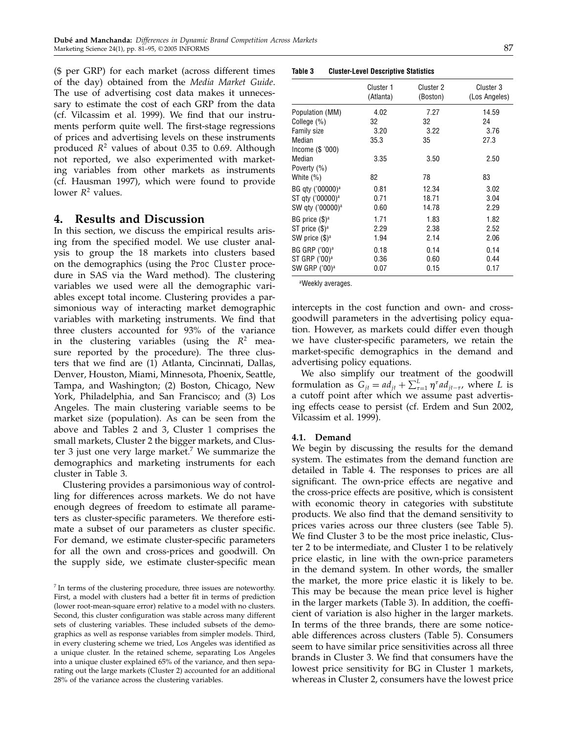($ per GRP) for each market (across different times of the day) obtained from the *Media Market Guide*. The use of advertising cost data makes it unnecessary to estimate the cost of each GRP from the data (cf. Vilcassim et al. 1999). We find that our instruments perform quite well. The first-stage regressions of prices and advertising levels on these instruments produced $R^2$ values of about 0.35 to 0.69. Although not reported, we also experimented with marketing variables from other markets as instruments (cf. Hausman 1997), which were found to provide lower $R^2$ values.

## 4. Results and Discussion

In this section, we discuss the empirical results arising from the specified model. We use cluster analysis to group the 18 markets into clusters based on the demographics (using the `Proc Cluster` procedure in SAS via the Ward method). The clustering variables we used were all the demographic variables except total income. Clustering provides a parsimonious way of interacting market demographic variables with marketing instruments. We find that three clusters accounted for 93% of the variance in the clustering variables (using the $R^2$ measure reported by the procedure). The three clusters that we find are (1) Atlanta, Cincinnati, Dallas, Denver, Houston, Miami, Minnesota, Phoenix, Seattle, Tampa, and Washington; (2) Boston, Chicago, New York, Philadelphia, and San Francisco; and (3) Los Angeles. The main clustering variable seems to be market size (population). As can be seen from the above and Tables 2 and 3, Cluster 1 comprises the small markets, Cluster 2 the bigger markets, and Cluster 3 just one very large market.[7] We summarize the demographics and marketing instruments for each cluster in Table 3.

Clustering provides a parsimonious way of controlling for differences across markets. We do not have enough degrees of freedom to estimate all parameters as cluster-specific parameters. We therefore estimate a subset of our parameters as cluster specific. For demand, we estimate cluster-specific parameters for all the own and cross-prices and goodwill. On the supply side, we estimate cluster-specific mean intercepts in the cost function and own- and cross-goodwill parameters in the advertising policy equation. However, as markets could differ even though we have cluster-specific parameters, we retain the market-specific demographics in the demand and advertising policy equations.

**Table 3 Cluster-Level Descriptive Statistics**

| | Cluster 1 (Atlanta) | Cluster 2 (Boston) | Cluster 3 (Los Angeles) |
|---|---|---|---|
| Population (MM) | 4.02 | 7.27 | 14.59 |
| College (%) | 32 | 32 | 24 |
| Family size | 3.20 | 3.22 | 3.76 |
| Median Income ($ '000) | 35.3 | 35 | 27.3 |
| Median Poverty (%) | 3.35 | 3.50 | 2.50 |
| White (%) | 82 | 78 | 83 |
| BG qty ('00000)[a] | 0.81 | 12.34 | 3.02 |
| ST qty ('00000)[a] | 0.71 | 18.71 | 3.04 |
| SW qty ('00000)[a] | 0.60 | 14.78 | 2.29 |
| BG price ($)[a] | 1.71 | 1.83 | 1.82 |
| ST price ($)[a] | 2.29 | 2.38 | 2.52 |
| SW price ($)[a] | 1.94 | 2.14 | 2.06 |
| BG GRP ('00)[a] | 0.18 | 0.14 | 0.14 |
| ST GRP ('00)[a] | 0.36 | 0.60 | 0.44 |
| SW GRP ('00)[a] | 0.07 | 0.15 | 0.17 |

[a]Weekly averages.

We also simplify our treatment of the goodwill formulation as $G_{jt} = ad_{jt} + \sum_{\tau=1}^{L} \eta^{\tau} ad_{jt-\tau}$, where $L$ is a cutoff point after which we assume past advertising effects cease to persist (cf. Erdem and Sun 2002, Vilcassim et al. 1999).

### 4.1. Demand

We begin by discussing the results for the demand system. The estimates from the demand function are detailed in Table 4. The responses to prices are all significant. The own-price effects are negative and the cross-price effects are positive, which is consistent with economic theory in categories with substitute products. We also find that the demand sensitivity to prices varies across our three clusters (see Table 5). We find Cluster 3 to be the most price inelastic, Cluster 2 to be intermediate, and Cluster 1 to be relatively price elastic, in line with the own-price parameters in the demand system. In other words, the smaller the market, the more price elastic it is likely to be. This may be because the mean price level is higher in the larger markets (Table 3). In addition, the coefficient of variation is also higher in the larger markets. In terms of the three brands, there are some noticeable differences across clusters (Table 5). Consumers seem to have similar price sensitivities across all three brands in Cluster 3. We find that consumers have the lowest price sensitivity for BG in Cluster 1 markets, whereas in Cluster 2, consumers have the lowest price

[7] In terms of the clustering procedure, three issues are noteworthy. First, a model with clusters had a better fit in terms of prediction (lower root-mean-square error) relative to a model with no clusters. Second, this cluster configuration was stable across many different sets of clustering variables. These included subsets of the demographics as well as response variables from simpler models. Third, in every clustering scheme we tried, Los Angeles was identified as a unique cluster. In the retained scheme, separating Los Angeles into a unique cluster explained 65% of the variance, and then separating out the large markets (Cluster 2) accounted for an additional 28% of the variance across the clustering variables.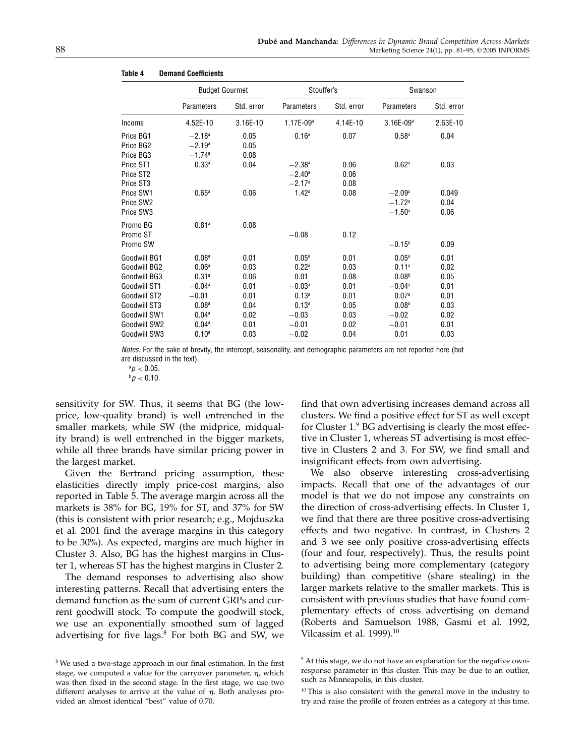**Table 4 Demand Coefficients**

| | Budget Gourmet | | Stouffer's | | Swanson | |
|---|---|---|---|---|---|---|
| | Parameters | Std. error | Parameters | Std. error | Parameters | Std. error |
| Income | 4.52E-10 | 3.16E-10 | 1.17E-09[a] | 4.14E-10 | 3.16E-09[a] | 2.63E-10 |
| Price BG1 | −2.18[a] | 0.05 | 0.16[a] | 0.07 | 0.58[a] | 0.04 |
| Price BG2 | −2.19[a] | 0.05 | | | | |
| Price BG3 | −1.74[a] | 0.08 | | | | |
| Price ST1 | 0.33[a] | 0.04 | −2.38[a] | 0.06 | 0.62[a] | 0.03 |
| Price ST2 | | | −2.40[a] | 0.06 | | |
| Price ST3 | | | −2.17[a] | 0.08 | | |
| Price SW1 | 0.65[a] | 0.06 | 1.42[a] | 0.08 | −2.09[a] | 0.049 |
| Price SW2 | | | | | −1.72[a] | 0.04 |
| Price SW3 | | | | | −1.50[a] | 0.06 |
| Promo BG | 0.81[a] | 0.08 | | | | |
| Promo ST | | | −0.08 | 0.12 | | |
| Promo SW | | | | | −0.15[b] | 0.09 |
| Goodwill BG1 | 0.08[a] | 0.01 | 0.05[a] | 0.01 | 0.05[a] | 0.01 |
| Goodwill BG2 | 0.06[a] | 0.03 | 0.22[a] | 0.03 | 0.11[a] | 0.02 |
| Goodwill BG3 | 0.31[a] | 0.06 | 0.01 | 0.08 | 0.08[b] | 0.05 |
| Goodwill ST1 | −0.04[a] | 0.01 | −0.03[a] | 0.01 | −0.04[a] | 0.01 |
| Goodwill ST2 | −0.01 | 0.01 | 0.13[a] | 0.01 | 0.07[a] | 0.01 |
| Goodwill ST3 | 0.08[a] | 0.04 | 0.13[a] | 0.05 | 0.08[a] | 0.03 |
| Goodwill SW1 | 0.04[a] | 0.02 | −0.03 | 0.03 | −0.02 | 0.02 |
| Goodwill SW2 | 0.04[a] | 0.01 | −0.01 | 0.02 | −0.01 | 0.01 |
| Goodwill SW3 | 0.10[a] | 0.03 | −0.02 | 0.04 | 0.01 | 0.03 |

*Notes.* For the sake of brevity, the intercept, seasonality, and demographic parameters are not reported here (but are discussed in the text).

[a]$p < 0.05$.
[b]$p < 0.10$.

sensitivity for SW. Thus, it seems that BG (the low-price, low-quality brand) is well entrenched in the smaller markets, while SW (the midprice, midquality brand) is well entrenched in the bigger markets, while all three brands have similar pricing power in the largest market.

Given the Bertrand pricing assumption, these elasticities directly imply price-cost margins, also reported in Table 5. The average margin across all the markets is 38% for BG, 19% for ST, and 37% for SW (this is consistent with prior research; e.g., Mojduszka et al. 2001 find the average margins in this category to be 30%). As expected, margins are much higher in Cluster 3. Also, BG has the highest margins in Cluster 1, whereas ST has the highest margins in Cluster 2.

The demand responses to advertising also show interesting patterns. Recall that advertising enters the demand function as the sum of current GRPs and current goodwill stock. To compute the goodwill stock, we use an exponentially smoothed sum of lagged advertising for five lags.[8] For both BG and SW, we find that own advertising increases demand across all clusters. We find a positive effect for ST as well except for Cluster 1.[9] BG advertising is clearly the most effective in Cluster 1, whereas ST advertising is most effective in Clusters 2 and 3. For SW, we find small and insignificant effects from own advertising.

We also observe interesting cross-advertising impacts. Recall that one of the advantages of our model is that we do not impose any constraints on the direction of cross-advertising effects. In Cluster 1, we find that there are three positive cross-advertising effects and two negative. In contrast, in Clusters 2 and 3 we see only positive cross-advertising effects (four and four, respectively). Thus, the results point to advertising being more complementary (category building) than competitive (share stealing) in the larger markets relative to the smaller markets. This is consistent with previous studies that have found complementary effects of cross advertising on demand (Roberts and Samuelson 1988, Gasmi et al. 1992, Vilcassim et al. 1999).[10]

[8] We used a two-stage approach in our final estimation. In the first stage, we computed a value for the carryover parameter, $\eta$, which was then fixed in the second stage. In the first stage, we use two different analyses to arrive at the value of $\eta$. Both analyses provided an almost identical "best" value of 0.70.

[9] At this stage, we do not have an explanation for the negative own-response parameter in this cluster. This may be due to an outlier, such as Minneapolis, in this cluster.

[10] This is also consistent with the general move in the industry to try and raise the profile of frozen entrées as a category at this time.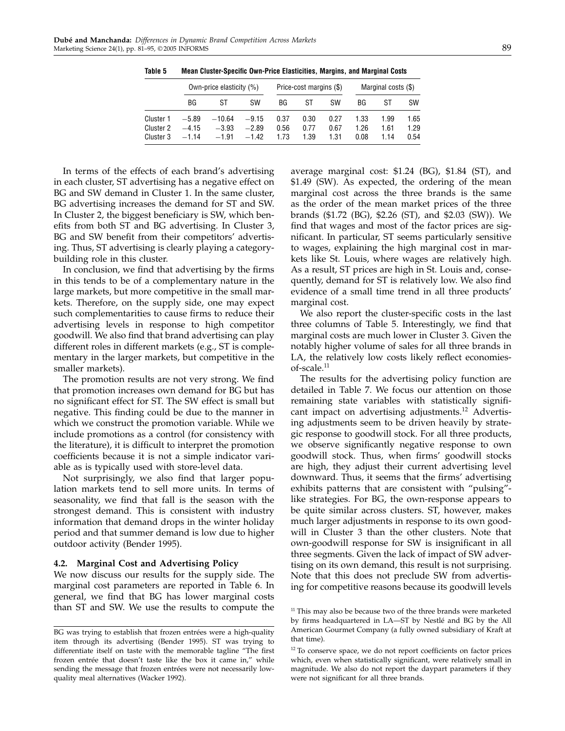**Table 5 Mean Cluster-Specific Own-Price Elasticities, Margins, and Marginal Costs**

| | Own-price elasticity (%) | | | Price-cost margins ($) | | | Marginal costs ($) | | |
|---|---|---|---|---|---|---|---|---|---|
| | BG | ST | SW | BG | ST | SW | BG | ST | SW |
| Cluster 1 | −5.89 | −10.64 | −9.15 | 0.37 | 0.30 | 0.27 | 1.33 | 1.99 | 1.65 |
| Cluster 2 | −4.15 | −3.93 | −2.89 | 0.56 | 0.77 | 0.67 | 1.26 | 1.61 | 1.29 |
| Cluster 3 | −1.14 | −1.91 | −1.42 | 1.73 | 1.39 | 1.31 | 0.08 | 1.14 | 0.54 |

In terms of the effects of each brand's advertising in each cluster, ST advertising has a negative effect on BG and SW demand in Cluster 1. In the same cluster, BG advertising increases the demand for ST and SW. In Cluster 2, the biggest beneficiary is SW, which benefits from both ST and BG advertising. In Cluster 3, BG and SW benefit from their competitors' advertising. Thus, ST advertising is clearly playing a category-building role in this cluster.

In conclusion, we find that advertising by the firms in this tends to be of a complementary nature in the large markets, but more competitive in the small markets. Therefore, on the supply side, one may expect such complementarities to cause firms to reduce their advertising levels in response to high competitor goodwill. We also find that brand advertising can play different roles in different markets (e.g., ST is complementary in the larger markets, but competitive in the smaller markets).

The promotion results are not very strong. We find that promotion increases own demand for BG but has no significant effect for ST. The SW effect is small but negative. This finding could be due to the manner in which we construct the promotion variable. While we include promotions as a control (for consistency with the literature), it is difficult to interpret the promotion coefficients because it is not a simple indicator variable as is typically used with store-level data.

Not surprisingly, we also find that larger population markets tend to sell more units. In terms of seasonality, we find that fall is the season with the strongest demand. This is consistent with industry information that demand drops in the winter holiday period and that summer demand is low due to higher outdoor activity (Bender 1995).

### 4.2. Marginal Cost and Advertising Policy

We now discuss our results for the supply side. The marginal cost parameters are reported in Table 6. In general, we find that BG has lower marginal costs than ST and SW. We use the results to compute the average marginal cost: \$1.24 (BG), \$1.84 (ST), and \$1.49 (SW). As expected, the ordering of the mean marginal cost across the three brands is the same as the order of the mean market prices of the three brands (\$1.72 (BG), \$2.26 (ST), and \$2.03 (SW)). We find that wages and most of the factor prices are significant. In particular, ST seems particularly sensitive to wages, explaining the high marginal cost in markets like St. Louis, where wages are relatively high. As a result, ST prices are high in St. Louis and, consequently, demand for ST is relatively low. We also find evidence of a small time trend in all three products' marginal cost.

We also report the cluster-specific costs in the last three columns of Table 5. Interestingly, we find that marginal costs are much lower in Cluster 3. Given the notably higher volume of sales for all three brands in LA, the relatively low costs likely reflect economies-of-scale.[11]

The results for the advertising policy function are detailed in Table 7. We focus our attention on those remaining state variables with statistically significant impact on advertising adjustments.[12] Advertising adjustments seem to be driven heavily by strategic response to goodwill stock. For all three products, we observe significantly negative response to own goodwill stock. Thus, when firms' goodwill stocks are high, they adjust their current advertising level downward. Thus, it seems that the firms' advertising exhibits patterns that are consistent with "pulsing"-like strategies. For BG, the own-response appears to be quite similar across clusters. ST, however, makes much larger adjustments in response to its own goodwill in Cluster 3 than the other clusters. Note that own-goodwill response for SW is insignificant in all three segments. Given the lack of impact of SW advertising on its own demand, this result is not surprising. Note that this does not preclude SW from advertising for competitive reasons because its goodwill levels

---

BG was trying to establish that frozen entrées were a high-quality item through its advertising (Bender 1995). ST was trying to differentiate itself on taste with the memorable tagline "The first frozen entrée that doesn't taste like the box it came in," while sending the message that frozen entrées were not necessarily low-quality meal alternatives (Wacker 1992).

[11] This may also be because two of the three brands were marketed by firms headquartered in LA—ST by Nestlé and BG by the All American Gourmet Company (a fully owned subsidiary of Kraft at that time).

[12] To conserve space, we do not report coefficients on factor prices which, even when statistically significant, were relatively small in magnitude. We also do not report the daypart parameters if they were not significant for all three brands.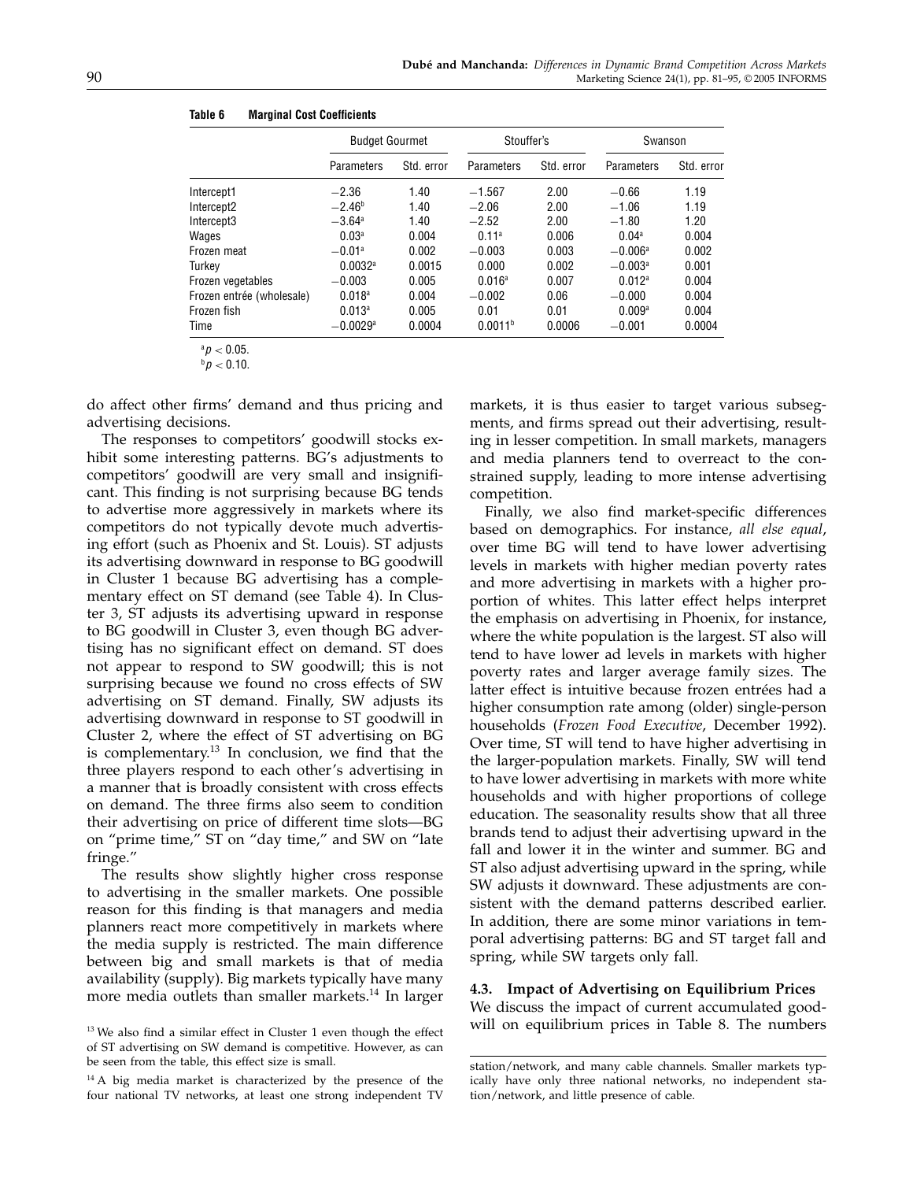**Table 6 Marginal Cost Coefficients**

| | Budget Gourmet | | Stouffer's | | Swanson | |
|---|---|---|---|---|---|---|
| | Parameters | Std. error | Parameters | Std. error | Parameters | Std. error |
| Intercept1 | −2.36 | 1.40 | −1.567 | 2.00 | −0.66 | 1.19 |
| Intercept2 | −2.46[b] | 1.40 | −2.06 | 2.00 | −1.06 | 1.19 |
| Intercept3 | −3.64[a] | 1.40 | −2.52 | 2.00 | −1.80 | 1.20 |
| Wages | 0.03[a] | 0.004 | 0.11[a] | 0.006 | 0.04[a] | 0.004 |
| Frozen meat | −0.01[a] | 0.002 | −0.003 | 0.003 | −0.006[a] | 0.002 |
| Turkey | 0.0032[a] | 0.0015 | 0.000 | 0.002 | −0.003[a] | 0.001 |
| Frozen vegetables | −0.003 | 0.005 | 0.016[a] | 0.007 | 0.012[a] | 0.004 |
| Frozen entrée (wholesale) | 0.018[a] | 0.004 | −0.002 | 0.06 | −0.000 | 0.004 |
| Frozen fish | 0.013[a] | 0.005 | 0.01 | 0.01 | 0.009[a] | 0.004 |
| Time | −0.0029[a] | 0.0004 | 0.0011[b] | 0.0006 | −0.001 | 0.0004 |

[a] $p < 0.05$.
[b] $p < 0.10$.

do affect other firms' demand and thus pricing and advertising decisions.

The responses to competitors' goodwill stocks exhibit some interesting patterns. BG's adjustments to competitors' goodwill are very small and insignificant. This finding is not surprising because BG tends to advertise more aggressively in markets where its competitors do not typically devote much advertising effort (such as Phoenix and St. Louis). ST adjusts its advertising downward in response to BG goodwill in Cluster 1 because BG advertising has a complementary effect on ST demand (see Table 4). In Cluster 3, ST adjusts its advertising upward in response to BG goodwill in Cluster 3, even though BG advertising has no significant effect on demand. ST does not appear to respond to SW goodwill; this is not surprising because we found no cross effects of SW advertising on ST demand. Finally, SW adjusts its advertising downward in response to ST goodwill in Cluster 2, where the effect of ST advertising on BG is complementary.[13] In conclusion, we find that the three players respond to each other's advertising in a manner that is broadly consistent with cross effects on demand. The three firms also seem to condition their advertising on price of different time slots—BG on "prime time," ST on "day time," and SW on "late fringe."

The results show slightly higher cross response to advertising in the smaller markets. One possible reason for this finding is that managers and media planners react more competitively in markets where the media supply is restricted. The main difference between big and small markets is that of media availability (supply). Big markets typically have many more media outlets than smaller markets.[14] In larger markets, it is thus easier to target various subsegments, and firms spread out their advertising, resulting in lesser competition. In small markets, managers and media planners tend to overreact to the constrained supply, leading to more intense advertising competition.

Finally, we also find market-specific differences based on demographics. For instance, *all else equal*, over time BG will tend to have lower advertising levels in markets with higher median poverty rates and more advertising in markets with a higher proportion of whites. This latter effect helps interpret the emphasis on advertising in Phoenix, for instance, where the white population is the largest. ST also will tend to have lower ad levels in markets with higher poverty rates and larger average family sizes. The latter effect is intuitive because frozen entrées had a higher consumption rate among (older) single-person households (*Frozen Food Executive*, December 1992). Over time, ST will tend to have higher advertising in the larger-population markets. Finally, SW will tend to have lower advertising in markets with more white households and with higher proportions of college education. The seasonality results show that all three brands tend to adjust their advertising upward in the fall and lower it in the winter and summer. BG and ST also adjust advertising upward in the spring, while SW adjusts it downward. These adjustments are consistent with the demand patterns described earlier. In addition, there are some minor variations in temporal advertising patterns: BG and ST target fall and spring, while SW targets only fall.

### 4.3. Impact of Advertising on Equilibrium Prices

We discuss the impact of current accumulated goodwill on equilibrium prices in Table 8. The numbers

[13] We also find a similar effect in Cluster 1 even though the effect of ST advertising on SW demand is competitive. However, as can be seen from the table, this effect size is small.

[14] A big media market is characterized by the presence of the four national TV networks, at least one strong independent TV station/network, and many cable channels. Smaller markets typically have only three national networks, no independent station/network, and little presence of cable.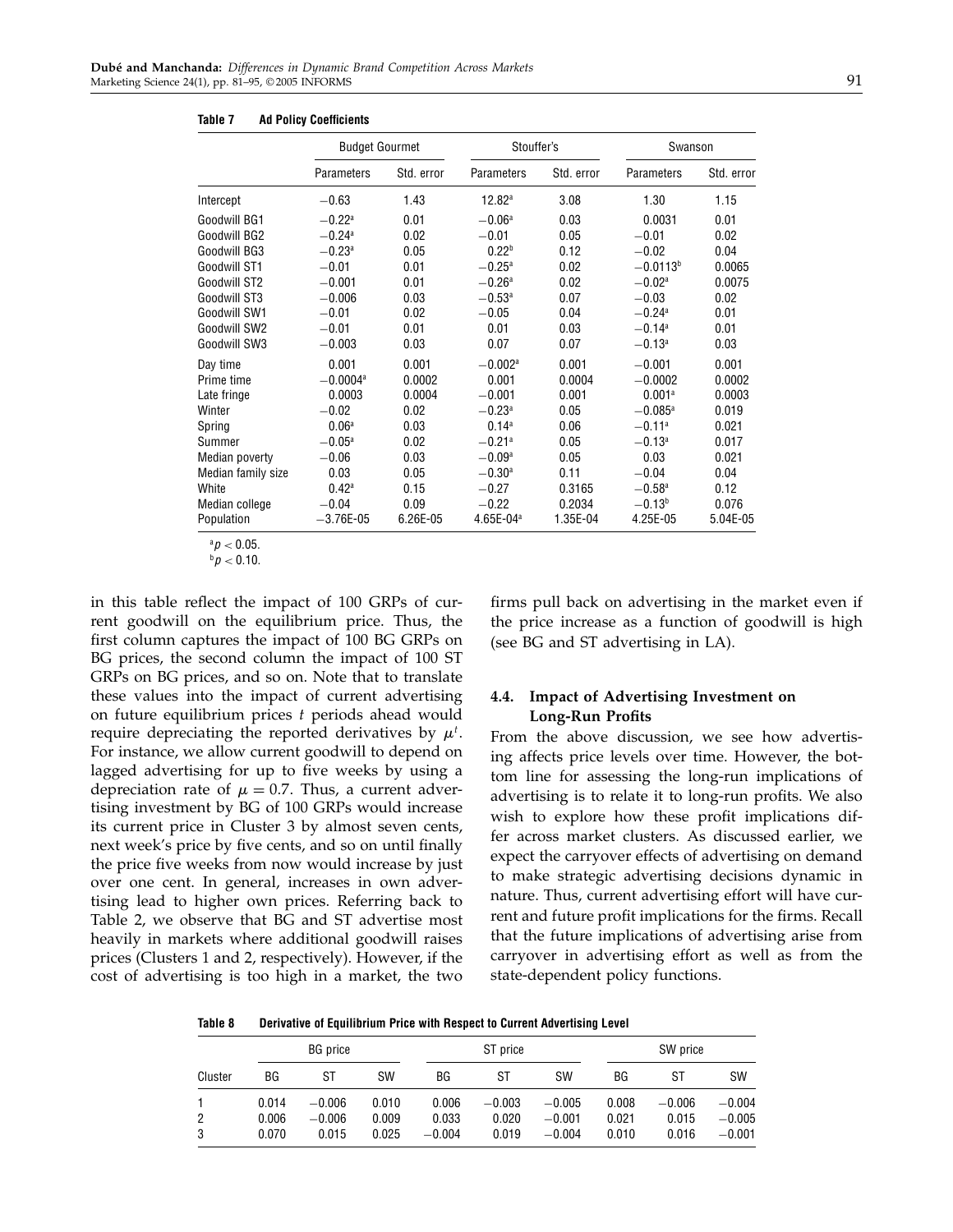**Table 7 Ad Policy Coefficients**

| | Budget Gourmet | | Stouffer's | | Swanson | |
|---|---|---|---|---|---|---|
| | Parameters | Std. error | Parameters | Std. error | Parameters | Std. error |
| Intercept | −0.63 | 1.43 | 12.82[a] | 3.08 | 1.30 | 1.15 |
| Goodwill BG1 | −0.22[a] | 0.01 | −0.06[a] | 0.03 | 0.0031 | 0.01 |
| Goodwill BG2 | −0.24[a] | 0.02 | −0.01 | 0.05 | −0.01 | 0.02 |
| Goodwill BG3 | −0.23[a] | 0.05 | 0.22[b] | 0.12 | −0.02 | 0.04 |
| Goodwill ST1 | −0.01 | 0.01 | −0.25[a] | 0.02 | −0.0113[b] | 0.0065 |
| Goodwill ST2 | −0.001 | 0.01 | −0.26[a] | 0.02 | −0.02[a] | 0.0075 |
| Goodwill ST3 | −0.006 | 0.03 | −0.53[a] | 0.07 | −0.03 | 0.02 |
| Goodwill SW1 | −0.01 | 0.02 | −0.05 | 0.04 | −0.24[a] | 0.01 |
| Goodwill SW2 | −0.01 | 0.01 | 0.01 | 0.03 | −0.14[a] | 0.01 |
| Goodwill SW3 | −0.003 | 0.03 | 0.07 | 0.07 | −0.13[a] | 0.03 |
| Day time | 0.001 | 0.001 | −0.002[a] | 0.001 | −0.001 | 0.001 |
| Prime time | −0.0004[a] | 0.0002 | 0.001 | 0.0004 | −0.0002 | 0.0002 |
| Late fringe | 0.0003 | 0.0004 | −0.001 | 0.001 | 0.001[a] | 0.0003 |
| Winter | −0.02 | 0.02 | −0.23[a] | 0.05 | −0.085[a] | 0.019 |
| Spring | 0.06[a] | 0.03 | 0.14[a] | 0.06 | −0.11[a] | 0.021 |
| Summer | −0.05[a] | 0.02 | −0.21[a] | 0.05 | −0.13[a] | 0.017 |
| Median poverty | −0.06 | 0.03 | −0.09[a] | 0.05 | 0.03 | 0.021 |
| Median family size | 0.03 | 0.05 | −0.30[a] | 0.11 | −0.04 | 0.04 |
| White | 0.42[a] | 0.15 | −0.27 | 0.3165 | −0.58[a] | 0.12 |
| Median college | −0.04 | 0.09 | −0.22 | 0.2034 | −0.13[b] | 0.076 |
| Population | −3.76E-05 | 6.26E-05 | 4.65E-04[a] | 1.35E-04 | 4.25E-05 | 5.04E-05 |

[a] $p < 0.05$.
[b] $p < 0.10$.

in this table reflect the impact of 100 GRPs of current goodwill on the equilibrium price. Thus, the first column captures the impact of 100 BG GRPs on BG prices, the second column the impact of 100 ST GRPs on BG prices, and so on. Note that to translate these values into the impact of current advertising on future equilibrium prices $t$ periods ahead would require depreciating the reported derivatives by $\mu^t$. For instance, we allow current goodwill to depend on lagged advertising for up to five weeks by using a depreciation rate of $\mu = 0.7$. Thus, a current advertising investment by BG of 100 GRPs would increase its current price in Cluster 3 by almost seven cents, next week's price by five cents, and so on until finally the price five weeks from now would increase by just over one cent. In general, increases in own advertising lead to higher own prices. Referring back to Table 2, we observe that BG and ST advertise most heavily in markets where additional goodwill raises prices (Clusters 1 and 2, respectively). However, if the cost of advertising is too high in a market, the two firms pull back on advertising in the market even if the price increase as a function of goodwill is high (see BG and ST advertising in LA).

### 4.4. Impact of Advertising Investment on Long-Run Profits

From the above discussion, we see how advertising affects price levels over time. However, the bottom line for assessing the long-run implications of advertising is to relate it to long-run profits. We also wish to explore how these profit implications differ across market clusters. As discussed earlier, we expect the carryover effects of advertising on demand to make strategic advertising decisions dynamic in nature. Thus, current advertising effort will have current and future profit implications for the firms. Recall that the future implications of advertising arise from carryover in advertising effort as well as from the state-dependent policy functions.

**Table 8 Derivative of Equilibrium Price with Respect to Current Advertising Level**

| | BG price | | | ST price | | | SW price | | |
|---|---|---|---|---|---|---|---|---|---|
| Cluster | BG | ST | SW | BG | ST | SW | BG | ST | SW |
| 1 | 0.014 | −0.006 | 0.010 | 0.006 | −0.003 | −0.005 | 0.008 | −0.006 | −0.004 |
| 2 | 0.006 | −0.006 | 0.009 | 0.033 | 0.020 | −0.001 | 0.021 | 0.015 | −0.005 |
| 3 | 0.070 | 0.015 | 0.025 | −0.004 | 0.019 | −0.004 | 0.010 | 0.016 | −0.001 |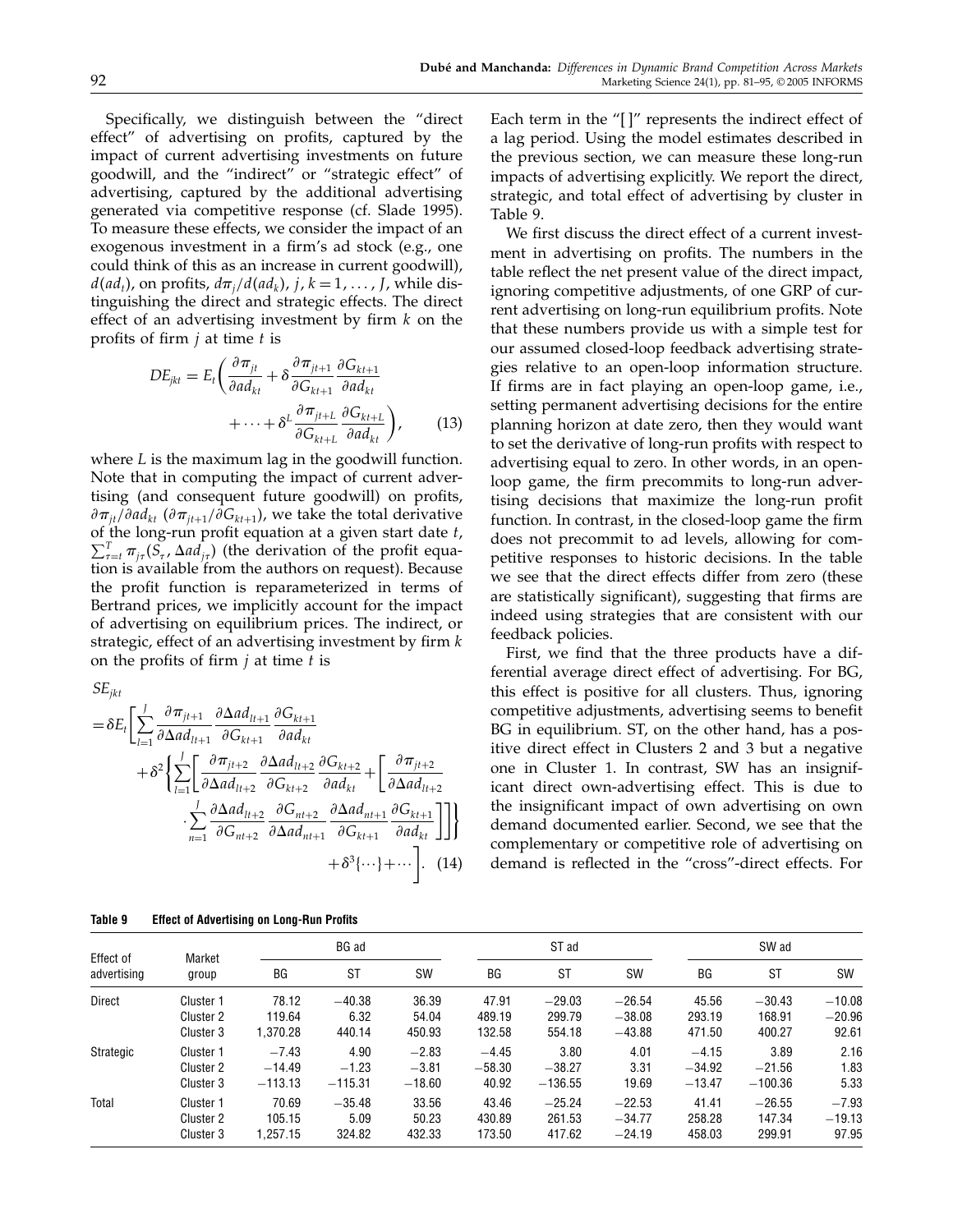Specifically, we distinguish between the "direct effect" of advertising on profits, captured by the impact of current advertising investments on future goodwill, and the "indirect" or "strategic effect" of advertising, captured by the additional advertising generated via competitive response (cf. Slade 1995). To measure these effects, we consider the impact of an exogenous investment in a firm's ad stock (e.g., one could think of this as an increase in current goodwill), $d(ad_t)$, on profits, $d\pi_j/d(ad_k)$, $j, k = 1, \ldots, J$, while distinguishing the direct and strategic effects. The direct effect of an advertising investment by firm $k$ on the profits of firm $j$ at time $t$ is

$$DE_{jkt} = E_t\left(\frac{\partial \pi_{jt}}{\partial ad_{kt}} + \delta \frac{\partial \pi_{jt+1}}{\partial G_{kt+1}} \frac{\partial G_{kt+1}}{\partial ad_{kt}} + \cdots + \delta^L \frac{\partial \pi_{jt+L}}{\partial G_{kt+L}} \frac{\partial G_{kt+L}}{\partial ad_{kt}}\right), \tag{13}$$

where $L$ is the maximum lag in the goodwill function. Note that in computing the impact of current advertising (and consequent future goodwill) on profits, $\partial \pi_{jt}/\partial ad_{kt}$ ($\partial \pi_{jt+1}/\partial G_{kt+1}$), we take the total derivative of the long-run profit equation at a given start date $t$, $\sum_{\tau=t}^{T} \pi_{j\tau}(S_\tau, \Delta ad_{j\tau})$ (the derivation of the profit equation is available from the authors on request). Because the profit function is reparameterized in terms of Bertrand prices, we implicitly account for the impact of advertising on equilibrium prices. The indirect, or strategic, effect of an advertising investment by firm $k$ on the profits of firm $j$ at time $t$ is

$$\begin{aligned} SE_{jkt} &= \delta E_t\Bigg[\sum_{l=1}^{J} \frac{\partial \pi_{jt+1}}{\partial \Delta ad_{lt+1}} \frac{\partial \Delta ad_{lt+1}}{\partial G_{kt+1}} \frac{\partial G_{kt+1}}{\partial ad_{kt}} \\ &\quad + \delta^2 \Bigg\{\sum_{l=1}^{J}\Bigg[\frac{\partial \pi_{jt+2}}{\partial \Delta ad_{lt+2}} \frac{\partial \Delta ad_{lt+2}}{\partial G_{kt+2}} \frac{\partial G_{kt+2}}{\partial ad_{kt}} + \Bigg[\frac{\partial \pi_{jt+2}}{\partial \Delta ad_{lt+2}} \\ &\quad \cdot \sum_{n=1}^{J} \frac{\partial \Delta ad_{lt+2}}{\partial G_{nt+2}} \frac{\partial G_{nt+2}}{\partial \Delta ad_{nt+1}} \frac{\partial \Delta ad_{nt+1}}{\partial G_{kt+1}} \frac{\partial G_{kt+1}}{\partial ad_{kt}}\Bigg]\Bigg]\Bigg\} \\ &\quad + \delta^3\{\cdots\} + \cdots\Bigg]. \end{aligned} \tag{14}$$

Each term in the "[ ]" represents the indirect effect of a lag period. Using the model estimates described in the previous section, we can measure these long-run impacts of advertising explicitly. We report the direct, strategic, and total effect of advertising by cluster in Table 9.

We first discuss the direct effect of a current investment in advertising on profits. The numbers in the table reflect the net present value of the direct impact, ignoring competitive adjustments, of one GRP of current advertising on long-run equilibrium profits. Note that these numbers provide us with a simple test for our assumed closed-loop feedback advertising strategies relative to an open-loop information structure. If firms are in fact playing an open-loop game, i.e., setting permanent advertising decisions for the entire planning horizon at date zero, then they would want to set the derivative of long-run profits with respect to advertising equal to zero. In other words, in an open-loop game, the firm precommits to long-run advertising decisions that maximize the long-run profit function. In contrast, in the closed-loop game the firm does not precommit to ad levels, allowing for competitive responses to historic decisions. In the table we see that the direct effects differ from zero (these are statistically significant), suggesting that firms are indeed using strategies that are consistent with our feedback policies.

First, we find that the three products have a differential average direct effect of advertising. For BG, this effect is positive for all clusters. Thus, ignoring competitive adjustments, advertising seems to benefit BG in equilibrium. ST, on the other hand, has a positive direct effect in Clusters 2 and 3 but a negative one in Cluster 1. In contrast, SW has an insignificant direct own-advertising effect. This is due to the insignificant impact of own advertising on own demand documented earlier. Second, we see that the complementary or competitive role of advertising on demand is reflected in the "cross"-direct effects. For

**Table 9 Effect of Advertising on Long-Run Profits**

| Effect of advertising | Market group | BG ad | | | ST ad | | | SW ad | | |
|---|---|---|---|---|---|---|---|---|---|---|
| | | BG | ST | SW | BG | ST | SW | BG | ST | SW |
| Direct | Cluster 1 | 78.12 | −40.38 | 36.39 | 47.91 | −29.03 | −26.54 | 45.56 | −30.43 | −10.08 |
| | Cluster 2 | 119.64 | 6.32 | 54.04 | 489.19 | 299.79 | −38.08 | 293.19 | 168.91 | −20.96 |
| | Cluster 3 | 1,370.28 | 440.14 | 450.93 | 132.58 | 554.18 | −43.88 | 471.50 | 400.27 | 92.61 |
| Strategic | Cluster 1 | −7.43 | 4.90 | −2.83 | −4.45 | 3.80 | 4.01 | −4.15 | 3.89 | 2.16 |
| | Cluster 2 | −14.49 | −1.23 | −3.81 | −58.30 | −38.27 | 3.31 | −34.92 | −21.56 | 1.83 |
| | Cluster 3 | −113.13 | −115.31 | −18.60 | 40.92 | −136.55 | 19.69 | −13.47 | −100.36 | 5.33 |
| Total | Cluster 1 | 70.69 | −35.48 | 33.56 | 43.46 | −25.24 | −22.53 | 41.41 | −26.55 | −7.93 |
| | Cluster 2 | 105.15 | 5.09 | 50.23 | 430.89 | 261.53 | −34.77 | 258.28 | 147.34 | −19.13 |
| | Cluster 3 | 1,257.15 | 324.82 | 432.33 | 173.50 | 417.62 | −24.19 | 458.03 | 299.91 | 97.95 |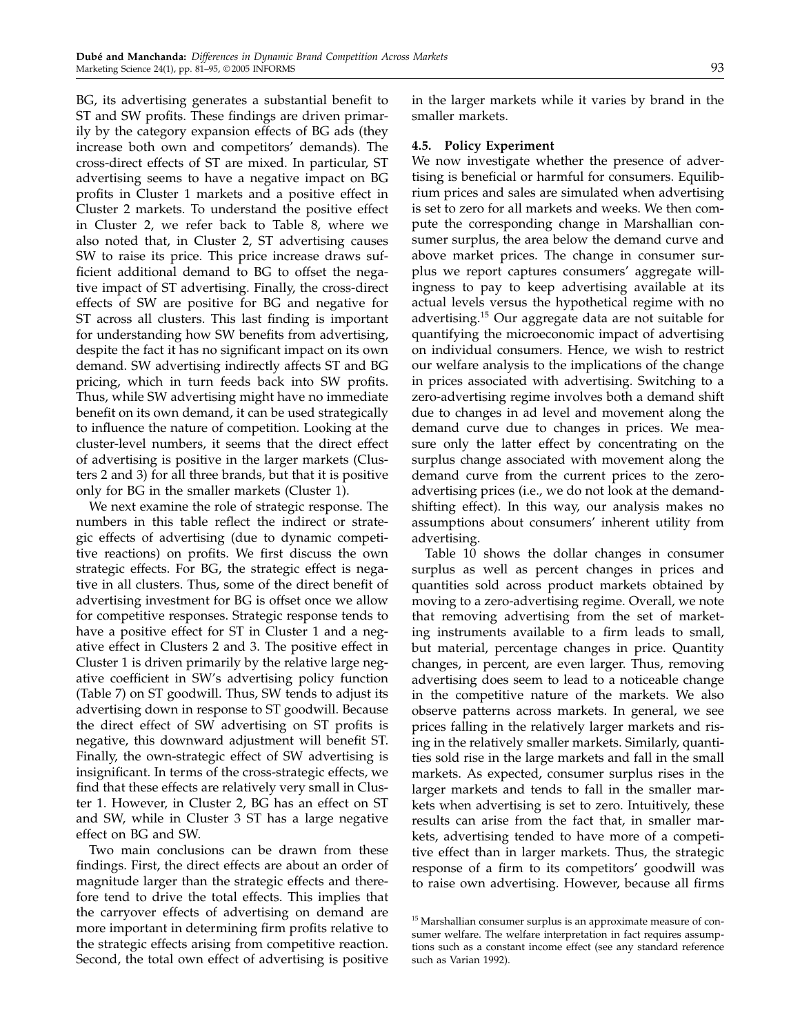BG, its advertising generates a substantial benefit to ST and SW profits. These findings are driven primarily by the category expansion effects of BG ads (they increase both own and competitors' demands). The cross-direct effects of ST are mixed. In particular, ST advertising seems to have a negative impact on BG profits in Cluster 1 markets and a positive effect in Cluster 2 markets. To understand the positive effect in Cluster 2, we refer back to Table 8, where we also noted that, in Cluster 2, ST advertising causes SW to raise its price. This price increase draws sufficient additional demand to BG to offset the negative impact of ST advertising. Finally, the cross-direct effects of SW are positive for BG and negative for ST across all clusters. This last finding is important for understanding how SW benefits from advertising, despite the fact it has no significant impact on its own demand. SW advertising indirectly affects ST and BG pricing, which in turn feeds back into SW profits. Thus, while SW advertising might have no immediate benefit on its own demand, it can be used strategically to influence the nature of competition. Looking at the cluster-level numbers, it seems that the direct effect of advertising is positive in the larger markets (Clusters 2 and 3) for all three brands, but that it is positive only for BG in the smaller markets (Cluster 1).

We next examine the role of strategic response. The numbers in this table reflect the indirect or strategic effects of advertising (due to dynamic competitive reactions) on profits. We first discuss the own strategic effects. For BG, the strategic effect is negative in all clusters. Thus, some of the direct benefit of advertising investment for BG is offset once we allow for competitive responses. Strategic response tends to have a positive effect for ST in Cluster 1 and a negative effect in Clusters 2 and 3. The positive effect in Cluster 1 is driven primarily by the relative large negative coefficient in SW's advertising policy function (Table 7) on ST goodwill. Thus, SW tends to adjust its advertising down in response to ST goodwill. Because the direct effect of SW advertising on ST profits is negative, this downward adjustment will benefit ST. Finally, the own-strategic effect of SW advertising is insignificant. In terms of the cross-strategic effects, we find that these effects are relatively very small in Cluster 1. However, in Cluster 2, BG has an effect on ST and SW, while in Cluster 3 ST has a large negative effect on BG and SW.

Two main conclusions can be drawn from these findings. First, the direct effects are about an order of magnitude larger than the strategic effects and therefore tend to drive the total effects. This implies that the carryover effects of advertising on demand are more important in determining firm profits relative to the strategic effects arising from competitive reaction. Second, the total own effect of advertising is positive in the larger markets while it varies by brand in the smaller markets.

### 4.5. Policy Experiment

We now investigate whether the presence of advertising is beneficial or harmful for consumers. Equilibrium prices and sales are simulated when advertising is set to zero for all markets and weeks. We then compute the corresponding change in Marshallian consumer surplus, the area below the demand curve and above market prices. The change in consumer surplus we report captures consumers' aggregate willingness to pay to keep advertising available at its actual levels versus the hypothetical regime with no advertising.[15] Our aggregate data are not suitable for quantifying the microeconomic impact of advertising on individual consumers. Hence, we wish to restrict our welfare analysis to the implications of the change in prices associated with advertising. Switching to a zero-advertising regime involves both a demand shift due to changes in ad level and movement along the demand curve due to changes in prices. We measure only the latter effect by concentrating on the surplus change associated with movement along the demand curve from the current prices to the zero-advertising prices (i.e., we do not look at the demand-shifting effect). In this way, our analysis makes no assumptions about consumers' inherent utility from advertising.

Table 10 shows the dollar changes in consumer surplus as well as percent changes in prices and quantities sold across product markets obtained by moving to a zero-advertising regime. Overall, we note that removing advertising from the set of marketing instruments available to a firm leads to small, but material, percentage changes in price. Quantity changes, in percent, are even larger. Thus, removing advertising does seem to lead to a noticeable change in the competitive nature of the markets. We also observe patterns across markets. In general, we see prices falling in the relatively larger markets and rising in the relatively smaller markets. Similarly, quantities sold rise in the large markets and fall in the small markets. As expected, consumer surplus rises in the larger markets and tends to fall in the smaller markets when advertising is set to zero. Intuitively, these results can arise from the fact that, in smaller markets, advertising tended to have more of a competitive effect than in larger markets. Thus, the strategic response of a firm to its competitors' goodwill was to raise own advertising. However, because all firms

[15] Marshallian consumer surplus is an approximate measure of consumer welfare. The welfare interpretation in fact requires assumptions such as a constant income effect (see any standard reference such as Varian 1992).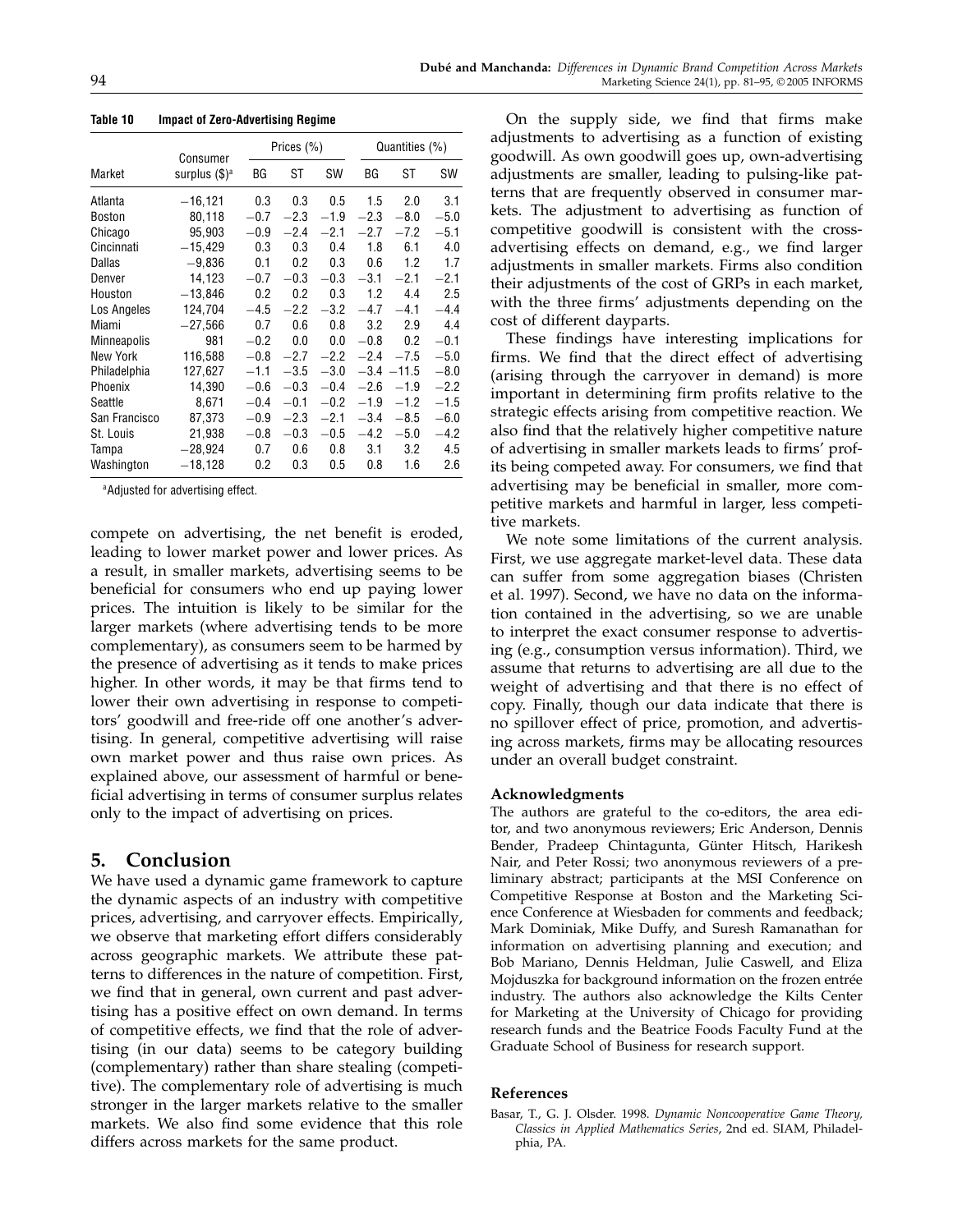**Table 10 Impact of Zero-Advertising Regime**

| Market | Consumer surplus ($)[a] | Prices (%) | | | Quantities (%) | | |
|---|---|---|---|---|---|---|---|
| | | BG | ST | SW | BG | ST | SW |
| Atlanta | −16,121 | 0.3 | 0.3 | 0.5 | 1.5 | 2.0 | 3.1 |
| Boston | 80,118 | −0.7 | −2.3 | −1.9 | −2.3 | −8.0 | −5.0 |
| Chicago | 95,903 | −0.9 | −2.4 | −2.1 | −2.7 | −7.2 | −5.1 |
| Cincinnati | −15,429 | 0.3 | 0.3 | 0.4 | 1.8 | 6.1 | 4.0 |
| Dallas | −9,836 | 0.1 | 0.2 | 0.3 | 0.6 | 1.2 | 1.7 |
| Denver | 14,123 | −0.7 | −0.3 | −0.3 | −3.1 | −2.1 | −2.1 |
| Houston | −13,846 | 0.2 | 0.2 | 0.3 | 1.2 | 4.4 | 2.5 |
| Los Angeles | 124,704 | −4.5 | −2.2 | −3.2 | −4.7 | −4.1 | −4.4 |
| Miami | −27,566 | 0.7 | 0.6 | 0.8 | 3.2 | 2.9 | 4.4 |
| Minneapolis | 981 | −0.2 | 0.0 | 0.0 | −0.8 | 0.2 | −0.1 |
| New York | 116,588 | −0.8 | −2.7 | −2.2 | −2.4 | −7.5 | −5.0 |
| Philadelphia | 127,627 | −1.1 | −3.5 | −3.0 | −3.4 | −11.5 | −8.0 |
| Phoenix | 14,390 | −0.6 | −0.3 | −0.4 | −2.6 | −1.9 | −2.2 |
| Seattle | 8,671 | −0.4 | −0.1 | −0.2 | −1.9 | −1.2 | −1.5 |
| San Francisco | 87,373 | −0.9 | −2.3 | −2.1 | −3.4 | −8.5 | −6.0 |
| St. Louis | 21,938 | −0.8 | −0.3 | −0.5 | −4.2 | −5.0 | −4.2 |
| Tampa | −28,924 | 0.7 | 0.6 | 0.8 | 3.1 | 3.2 | 4.5 |
| Washington | −18,128 | 0.2 | 0.3 | 0.5 | 0.8 | 1.6 | 2.6 |

[a]Adjusted for advertising effect.

compete on advertising, the net benefit is eroded, leading to lower market power and lower prices. As a result, in smaller markets, advertising seems to be beneficial for consumers who end up paying lower prices. The intuition is likely to be similar for the larger markets (where advertising tends to be more complementary), as consumers seem to be harmed by the presence of advertising as it tends to make prices higher. In other words, it may be that firms tend to lower their own advertising in response to competitors' goodwill and free-ride off one another's advertising. In general, competitive advertising will raise own market power and thus raise own prices. As explained above, our assessment of harmful or beneficial advertising in terms of consumer surplus relates only to the impact of advertising on prices.

## 5. Conclusion

We have used a dynamic game framework to capture the dynamic aspects of an industry with competitive prices, advertising, and carryover effects. Empirically, we observe that marketing effort differs considerably across geographic markets. We attribute these patterns to differences in the nature of competition. First, we find that in general, own current and past advertising has a positive effect on own demand. In terms of competitive effects, we find that the role of advertising (in our data) seems to be category building (complementary) rather than share stealing (competitive). The complementary role of advertising is much stronger in the larger markets relative to the smaller markets. We also find some evidence that this role differs across markets for the same product.

On the supply side, we find that firms make adjustments to advertising as a function of existing goodwill. As own goodwill goes up, own-advertising adjustments are smaller, leading to pulsing-like patterns that are frequently observed in consumer markets. The adjustment to advertising as function of competitive goodwill is consistent with the cross-advertising effects on demand, e.g., we find larger adjustments in smaller markets. Firms also condition their adjustments of the cost of GRPs in each market, with the three firms' adjustments depending on the cost of different dayparts.

These findings have interesting implications for firms. We find that the direct effect of advertising (arising through the carryover in demand) is more important in determining firm profits relative to the strategic effects arising from competitive reaction. We also find that the relatively higher competitive nature of advertising in smaller markets leads to firms' profits being competed away. For consumers, we find that advertising may be beneficial in smaller, more competitive markets and harmful in larger, less competitive markets.

We note some limitations of the current analysis. First, we use aggregate market-level data. These data can suffer from some aggregation biases (Christen et al. 1997). Second, we have no data on the information contained in the advertising, so we are unable to interpret the exact consumer response to advertising (e.g., consumption versus information). Third, we assume that returns to advertising are all due to the weight of advertising and that there is no effect of copy. Finally, though our data indicate that there is no spillover effect of price, promotion, and advertising across markets, firms may be allocating resources under an overall budget constraint.

### Acknowledgments

The authors are grateful to the co-editors, the area editor, and two anonymous reviewers; Eric Anderson, Dennis Bender, Pradeep Chintagunta, Günter Hitsch, Harikesh Nair, and Peter Rossi; two anonymous reviewers of a preliminary abstract; participants at the MSI Conference on Competitive Response at Boston and the Marketing Science Conference at Wiesbaden for comments and feedback; Mark Dominiak, Mike Duffy, and Suresh Ramanathan for information on advertising planning and execution; and Bob Mariano, Dennis Heldman, Julie Caswell, and Eliza Mojduszka for background information on the frozen entrée industry. The authors also acknowledge the Kilts Center for Marketing at the University of Chicago for providing research funds and the Beatrice Foods Faculty Fund at the Graduate School of Business for research support.

### References

Basar, T., G. J. Olsder. 1998. *Dynamic Noncooperative Game Theory, Classics in Applied Mathematics Series*, 2nd ed. SIAM, Philadelphia, PA.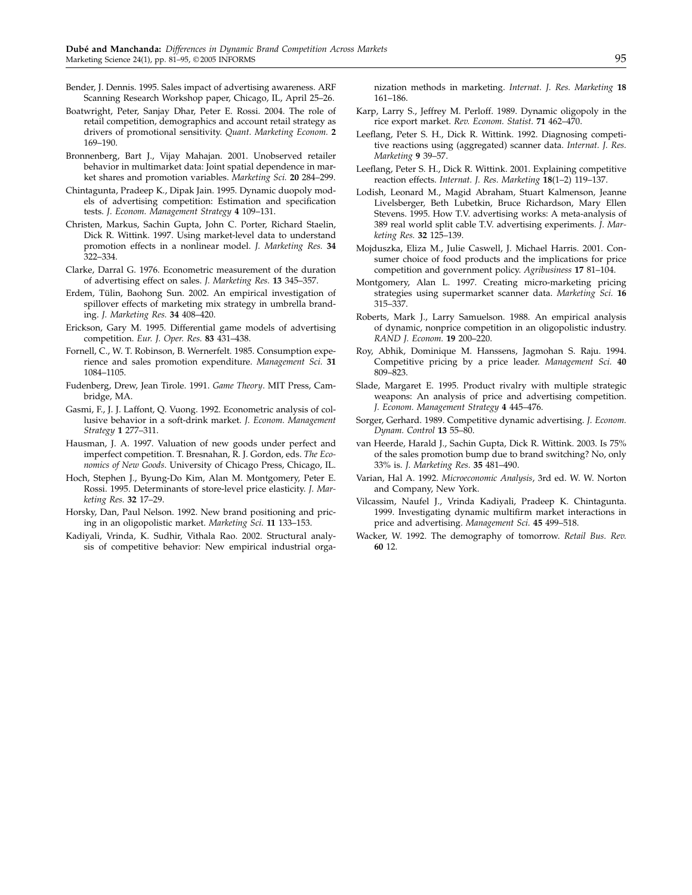Bender, J. Dennis. 1995. Sales impact of advertising awareness. ARF Scanning Research Workshop paper, Chicago, IL, April 25–26.

Boatwright, Peter, Sanjay Dhar, Peter E. Rossi. 2004. The role of retail competition, demographics and account retail strategy as drivers of promotional sensitivity. *Quant. Marketing Econom.* **2** 169–190.

Bronnenberg, Bart J., Vijay Mahajan. 2001. Unobserved retailer behavior in multimarket data: Joint spatial dependence in market shares and promotion variables. *Marketing Sci.* **20** 284–299.

Chintagunta, Pradeep K., Dipak Jain. 1995. Dynamic duopoly models of advertising competition: Estimation and specification tests. *J. Econom. Management Strategy* **4** 109–131.

Christen, Markus, Sachin Gupta, John C. Porter, Richard Staelin, Dick R. Wittink. 1997. Using market-level data to understand promotion effects in a nonlinear model. *J. Marketing Res.* **34** 322–334.

Clarke, Darral G. 1976. Econometric measurement of the duration of advertising effect on sales. *J. Marketing Res.* **13** 345–357.

Erdem, Tülin, Baohong Sun. 2002. An empirical investigation of spillover effects of marketing mix strategy in umbrella branding. *J. Marketing Res.* **34** 408–420.

Erickson, Gary M. 1995. Differential game models of advertising competition. *Eur. J. Oper. Res.* **83** 431–438.

Fornell, C., W. T. Robinson, B. Wernerfelt. 1985. Consumption experience and sales promotion expenditure. *Management Sci.* **31** 1084–1105.

Fudenberg, Drew, Jean Tirole. 1991. *Game Theory*. MIT Press, Cambridge, MA.

Gasmi, F., J. J. Laffont, Q. Vuong. 1992. Econometric analysis of collusive behavior in a soft-drink market. *J. Econom. Management Strategy* **1** 277–311.

Hausman, J. A. 1997. Valuation of new goods under perfect and imperfect competition. T. Bresnahan, R. J. Gordon, eds. *The Economics of New Goods*. University of Chicago Press, Chicago, IL.

Hoch, Stephen J., Byung-Do Kim, Alan M. Montgomery, Peter E. Rossi. 1995. Determinants of store-level price elasticity. *J. Marketing Res.* **32** 17–29.

Horsky, Dan, Paul Nelson. 1992. New brand positioning and pricing in an oligopolistic market. *Marketing Sci.* **11** 133–153.

Kadiyali, Vrinda, K. Sudhir, Vithala Rao. 2002. Structural analysis of competitive behavior: New empirical industrial organization methods in marketing. *Internat. J. Res. Marketing* **18** 161–186.

Karp, Larry S., Jeffrey M. Perloff. 1989. Dynamic oligopoly in the rice export market. *Rev. Econom. Statist.* **71** 462–470.

Leeflang, Peter S. H., Dick R. Wittink. 1992. Diagnosing competitive reactions using (aggregated) scanner data. *Internat. J. Res. Marketing* **9** 39–57.

Leeflang, Peter S. H., Dick R. Wittink. 2001. Explaining competitive reaction effects. *Internat. J. Res. Marketing* **18**(1–2) 119–137.

Lodish, Leonard M., Magid Abraham, Stuart Kalmenson, Jeanne Livelsberger, Beth Lubetkin, Bruce Richardson, Mary Ellen Stevens. 1995. How T.V. advertising works: A meta-analysis of 389 real world split cable T.V. advertising experiments. *J. Marketing Res.* **32** 125–139.

Mojduszka, Eliza M., Julie Caswell, J. Michael Harris. 2001. Consumer choice of food products and the implications for price competition and government policy. *Agribusiness* **17** 81–104.

Montgomery, Alan L. 1997. Creating micro-marketing pricing strategies using supermarket scanner data. *Marketing Sci.* **16** 315–337.

Roberts, Mark J., Larry Samuelson. 1988. An empirical analysis of dynamic, nonprice competition in an oligopolistic industry. *RAND J. Econom.* **19** 200–220.

Roy, Abhik, Dominique M. Hanssens, Jagmohan S. Raju. 1994. Competitive pricing by a price leader. *Management Sci.* **40** 809–823.

Slade, Margaret E. 1995. Product rivalry with multiple strategic weapons: An analysis of price and advertising competition. *J. Econom. Management Strategy* **4** 445–476.

Sorger, Gerhard. 1989. Competitive dynamic advertising. *J. Econom. Dynam. Control* **13** 55–80.

van Heerde, Harald J., Sachin Gupta, Dick R. Wittink. 2003. Is 75% of the sales promotion bump due to brand switching? No, only 33% is. *J. Marketing Res.* **35** 481–490.

Varian, Hal A. 1992. *Microeconomic Analysis*, 3rd ed. W. W. Norton and Company, New York.

Vilcassim, Naufel J., Vrinda Kadiyali, Pradeep K. Chintagunta. 1999. Investigating dynamic multifirm market interactions in price and advertising. *Management Sci.* **45** 499–518.

Wacker, W. 1992. The demography of tomorrow. *Retail Bus. Rev.* **60** 12.